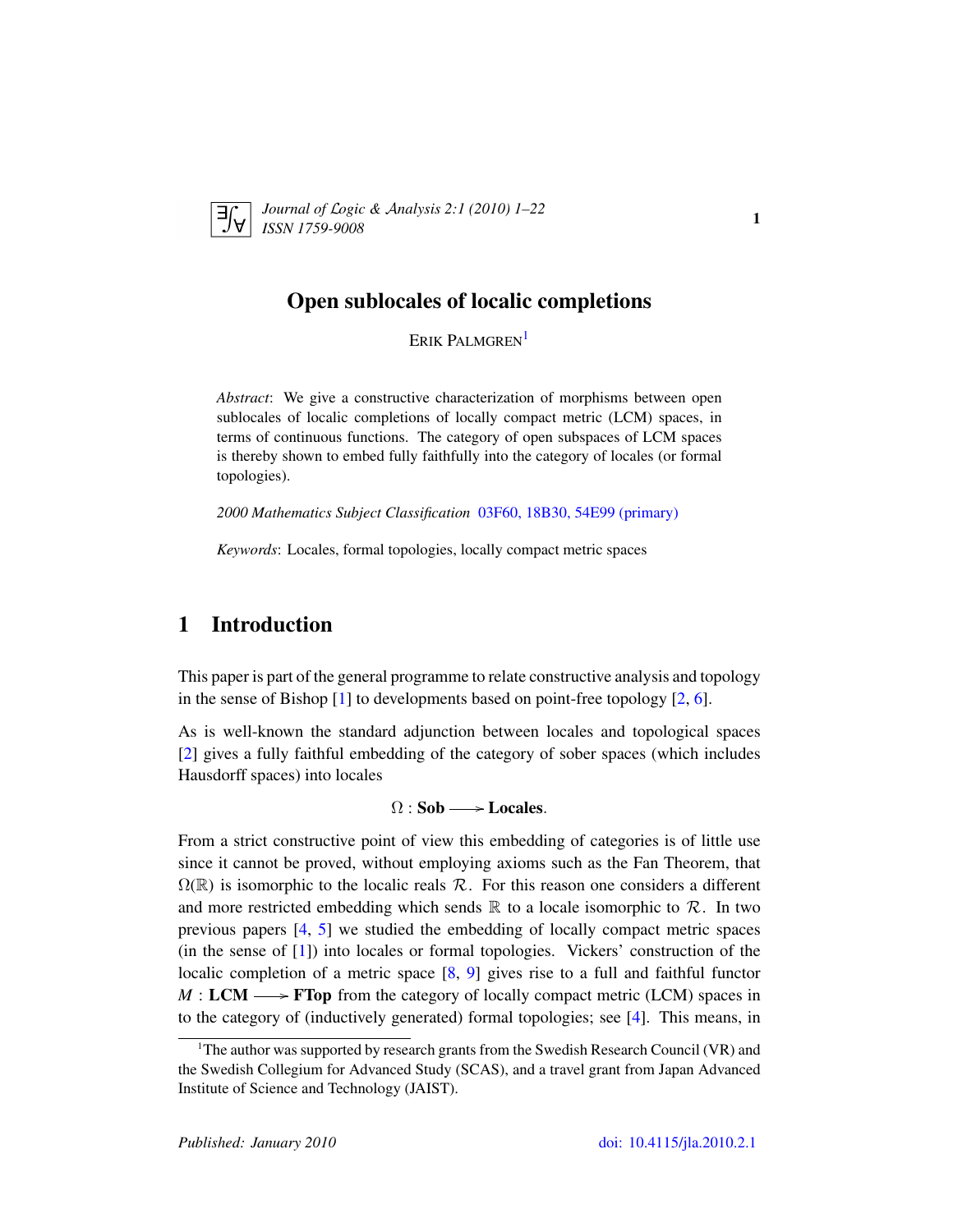# Open sublocales of localic completions

ERIK PALMGREN[1]

*Abstract*: We give a constructive characterization of morphisms between open sublocales of localic completions of locally compact metric (LCM) spaces, in terms of continuous functions. The category of open subspaces of LCM spaces is thereby shown to embed fully faithfully into the category of locales (or formal topologies).

*2000 Mathematics Subject Classification* 03F60, 18B30, 54E99 (primary)

*Keywords*: Locales, formal topologies, locally compact metric spaces

## 1 Introduction

This paper is part of the general programme to relate constructive analysis and topology in the sense of Bishop [1] to developments based on point-free topology [2, 6].

As is well-known the standard adjunction between locales and topological spaces [2] gives a fully faithful embedding of the category of sober spaces (which includes Hausdorff spaces) into locales

$$\Omega : \mathbf{Sob} \longrightarrow \mathbf{Locales}.$$

From a strict constructive point of view this embedding of categories is of little use since it cannot be proved, without employing axioms such as the Fan Theorem, that $\Omega(\mathbb{R})$ is isomorphic to the localic reals $\mathcal{R}$. For this reason one considers a different and more restricted embedding which sends $\mathbb{R}$ to a locale isomorphic to $\mathcal{R}$. In two previous papers [4, 5] we studied the embedding of locally compact metric spaces (in the sense of [1]) into locales or formal topologies. Vickers' construction of the localic completion of a metric space [8, 9] gives rise to a full and faithful functor $M : \mathbf{LCM} \longrightarrow \mathbf{FTop}$ from the category of locally compact metric (LCM) spaces in to the category of (inductively generated) formal topologies; see [4]. This means, in

[1]The author was supported by research grants from the Swedish Research Council (VR) and the Swedish Collegium for Advanced Study (SCAS), and a travel grant from Japan Advanced Institute of Science and Technology (JAIST).

*Published: January 2010* doi: 10.4115/jla.2010.2.1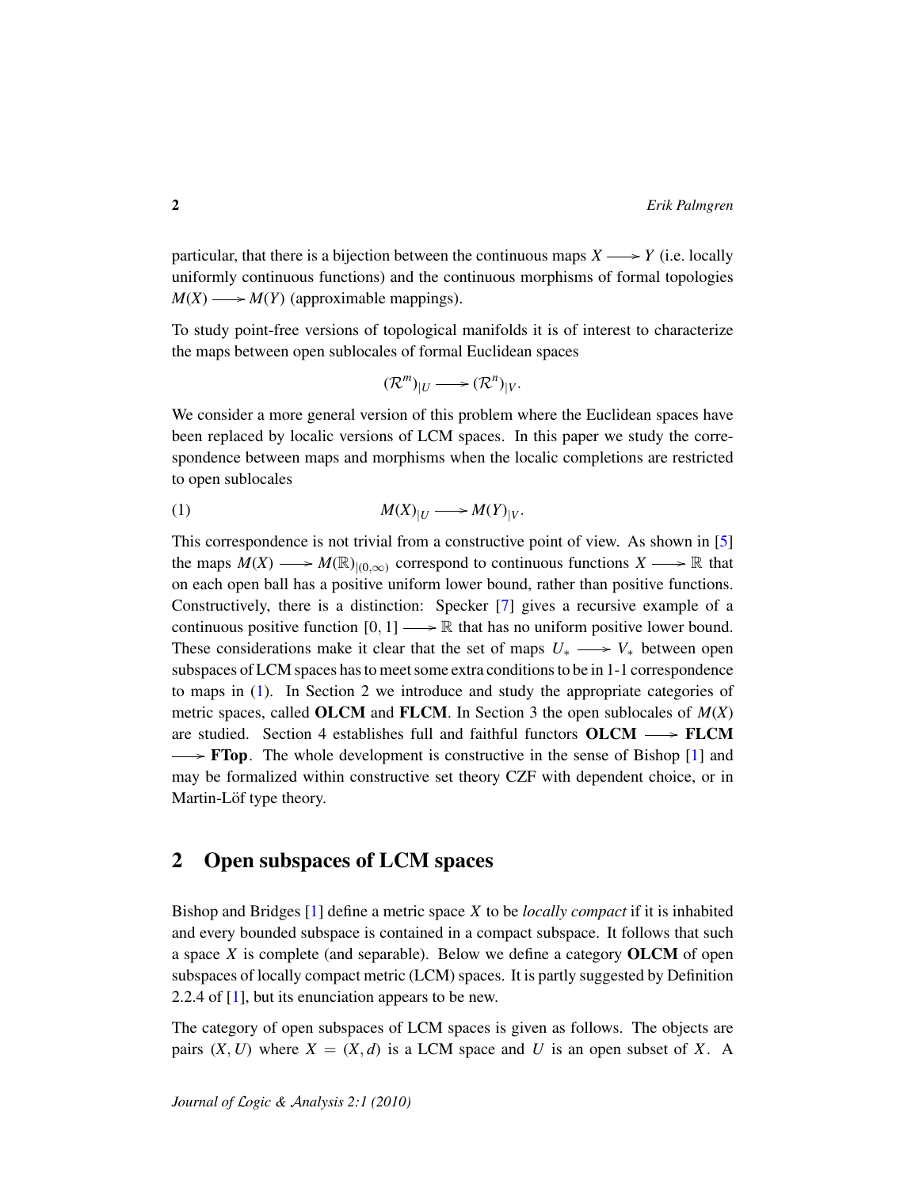particular, that there is a bijection between the continuous maps $X \longrightarrow Y$ (i.e. locally uniformly continuous functions) and the continuous morphisms of formal topologies $M(X) \longrightarrow M(Y)$ (approximable mappings).

To study point-free versions of topological manifolds it is of interest to characterize the maps between open sublocales of formal Euclidean spaces

$$(\mathcal{R}^m)_{|U} \longrightarrow (\mathcal{R}^n)_{|V}.$$

We consider a more general version of this problem where the Euclidean spaces have been replaced by localic versions of LCM spaces. In this paper we study the correspondence between maps and morphisms when the localic completions are restricted to open sublocales

$$M(X)_{|U} \longrightarrow M(Y)_{|V}. \tag{1}$$

This correspondence is not trivial from a constructive point of view. As shown in [5] the maps $M(X) \longrightarrow M(\mathbb{R})_{|(0,\infty)}$ correspond to continuous functions $X \longrightarrow \mathbb{R}$ that on each open ball has a positive uniform lower bound, rather than positive functions. Constructively, there is a distinction: Specker [7] gives a recursive example of a continuous positive function $[0,1] \longrightarrow \mathbb{R}$ that has no uniform positive lower bound. These considerations make it clear that the set of maps $U_* \longrightarrow V_*$ between open subspaces of LCM spaces has to meet some extra conditions to be in 1-1 correspondence to maps in (1). In Section 2 we introduce and study the appropriate categories of metric spaces, called **OLCM** and **FLCM**. In Section 3 the open sublocales of $M(X)$ are studied. Section 4 establishes full and faithful functors **OLCM** $\longrightarrow$ **FLCM** $\longrightarrow$ **FTop**. The whole development is constructive in the sense of Bishop [1] and may be formalized within constructive set theory CZF with dependent choice, or in Martin-Löf type theory.

## 2 Open subspaces of LCM spaces

Bishop and Bridges [1] define a metric space $X$ to be *locally compact* if it is inhabited and every bounded subspace is contained in a compact subspace. It follows that such a space $X$ is complete (and separable). Below we define a category **OLCM** of open subspaces of locally compact metric (LCM) spaces. It is partly suggested by Definition 2.2.4 of [1], but its enunciation appears to be new.

The category of open subspaces of LCM spaces is given as follows. The objects are pairs $(X, U)$ where $X = (X, d)$ is a LCM space and $U$ is an open subset of $X$. A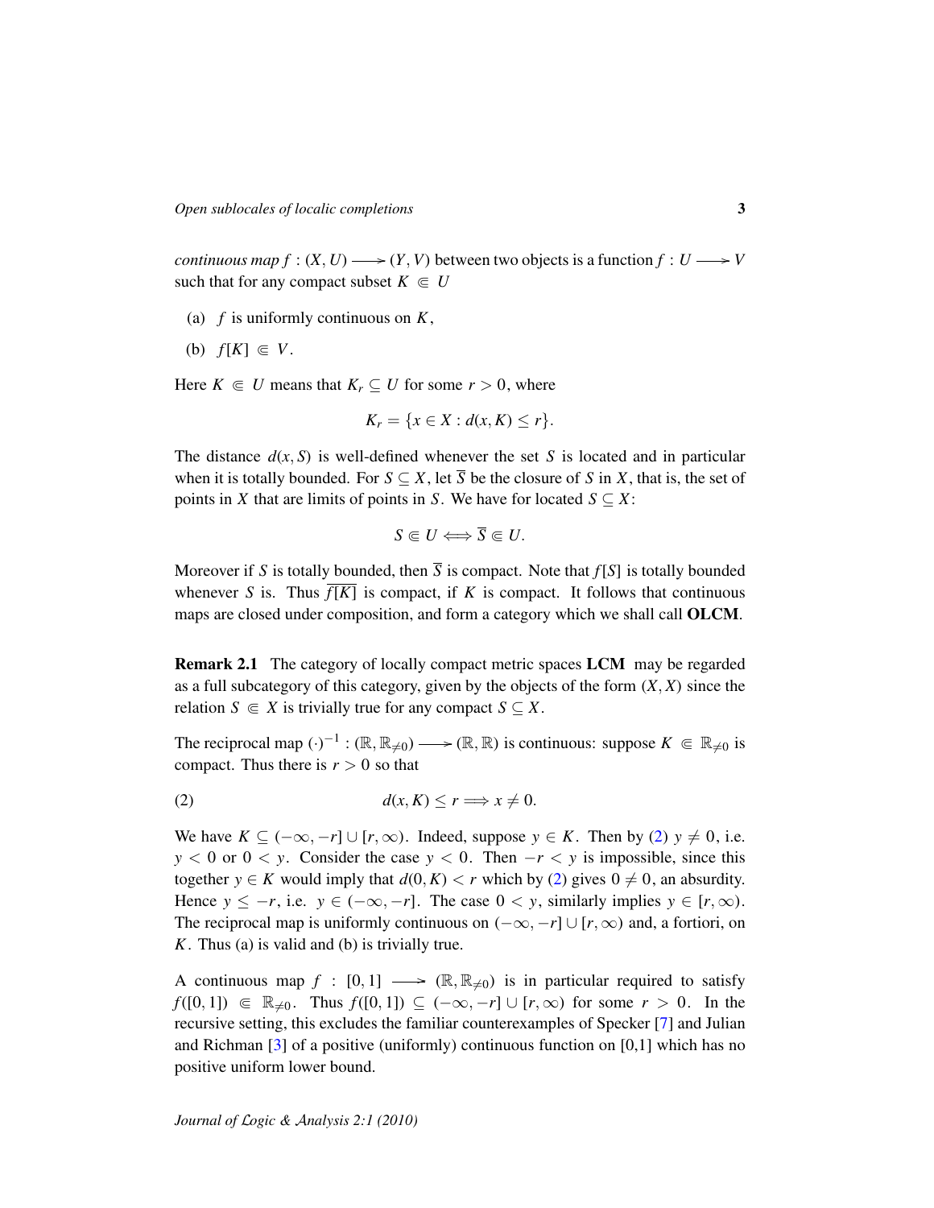*continuous map* $f : (X, U) \longrightarrow (Y, V)$ between two objects is a function $f : U \longrightarrow V$ such that for any compact subset $K \Subset U$

(a) $f$ is uniformly continuous on $K$,

(b) $f[K] \Subset V$.

Here $K \Subset U$ means that $K_r \subseteq U$ for some $r > 0$, where

$$K_r = \{x \in X : d(x, K) \leq r\}.$$

The distance $d(x, S)$ is well-defined whenever the set $S$ is located and in particular when it is totally bounded. For $S \subseteq X$, let $\overline{S}$ be the closure of $S$ in $X$, that is, the set of points in $X$ that are limits of points in $S$. We have for located $S \subseteq X$:

$$S \Subset U \Longleftrightarrow \overline{S} \Subset U.$$

Moreover if $S$ is totally bounded, then $\overline{S}$ is compact. Note that $f[S]$ is totally bounded whenever $S$ is. Thus $\overline{f[K]}$ is compact, if $K$ is compact. It follows that continuous maps are closed under composition, and form a category which we shall call **OLCM**.

**Remark 2.1** The category of locally compact metric spaces **LCM** may be regarded as a full subcategory of this category, given by the objects of the form $(X, X)$ since the relation $S \Subset X$ is trivially true for any compact $S \subseteq X$.

The reciprocal map $(\cdot)^{-1} : (\mathbb{R}, \mathbb{R}_{\neq 0}) \longrightarrow (\mathbb{R}, \mathbb{R})$ is continuous: suppose $K \Subset \mathbb{R}_{\neq 0}$ is compact. Thus there is $r > 0$ so that

$$d(x, K) \leq r \Longrightarrow x \neq 0. \tag{2}$$

We have $K \subseteq (-\infty, -r] \cup [r, \infty)$. Indeed, suppose $y \in K$. Then by (2) $y \neq 0$, i.e. $y < 0$ or $0 < y$. Consider the case $y < 0$. Then $-r < y$ is impossible, since this together $y \in K$ would imply that $d(0, K) < r$ which by (2) gives $0 \neq 0$, an absurdity. Hence $y \leq -r$, i.e. $y \in (-\infty, -r]$. The case $0 < y$, similarly implies $y \in [r, \infty)$. The reciprocal map is uniformly continuous on $(-\infty, -r] \cup [r, \infty)$ and, a fortiori, on $K$. Thus (a) is valid and (b) is trivially true.

A continuous map $f : [0, 1] \longrightarrow (\mathbb{R}, \mathbb{R}_{\neq 0})$ is in particular required to satisfy $f([0, 1]) \Subset \mathbb{R}_{\neq 0}$. Thus $f([0, 1]) \subseteq (-\infty, -r] \cup [r, \infty)$ for some $r > 0$. In the recursive setting, this excludes the familiar counterexamples of Specker [7] and Julian and Richman [3] of a positive (uniformly) continuous function on [0,1] which has no positive uniform lower bound.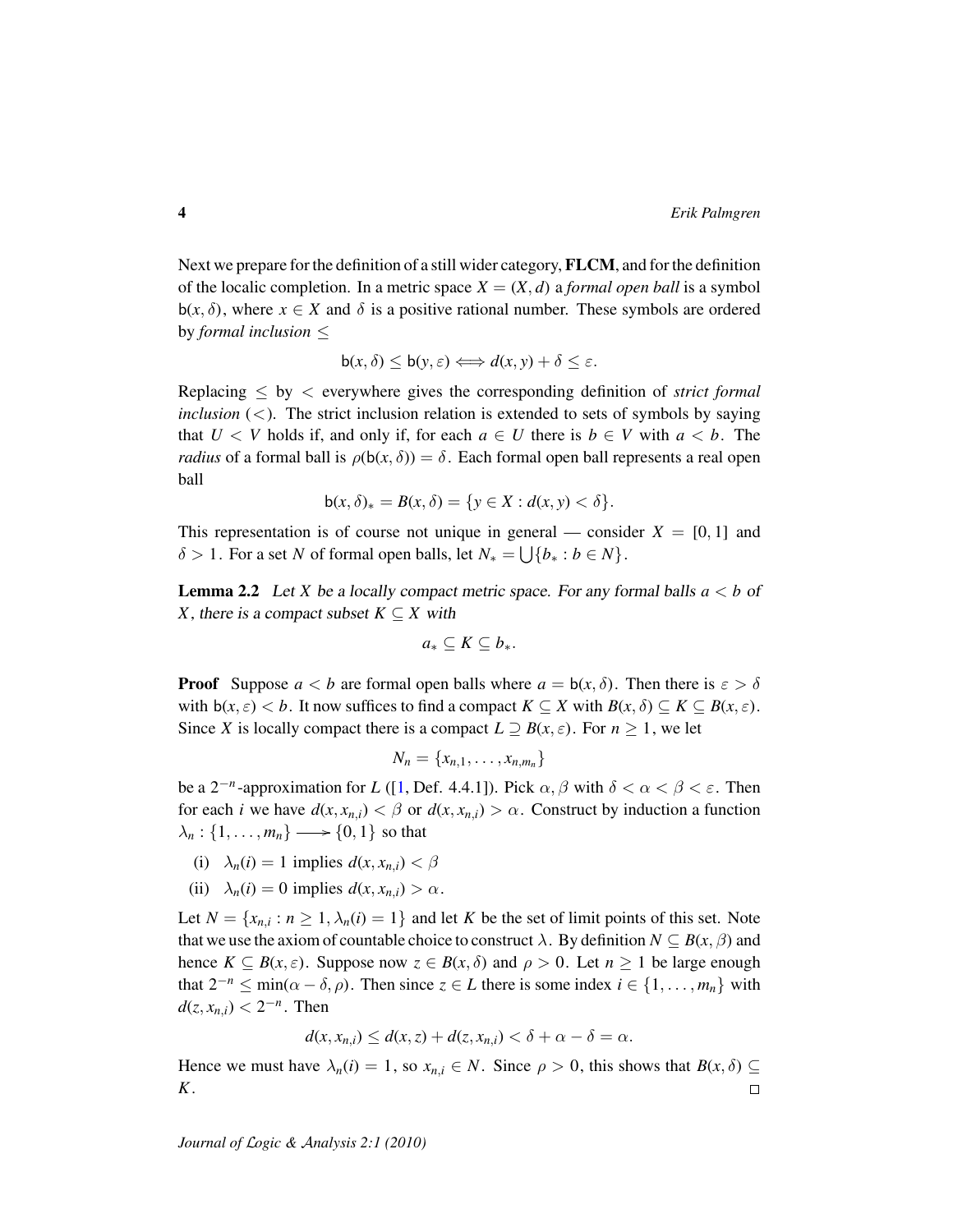Next we prepare for the definition of a still wider category, **FLCM**, and for the definition of the localic completion. In a metric space $X = (X, d)$ a *formal open ball* is a symbol $\mathsf{b}(x, \delta)$, where $x \in X$ and $\delta$ is a positive rational number. These symbols are ordered by *formal inclusion* $\leq$

$$\mathsf{b}(x, \delta) \leq \mathsf{b}(y, \varepsilon) \Longleftrightarrow d(x, y) + \delta \leq \varepsilon.$$

Replacing $\leq$ by $<$ everywhere gives the corresponding definition of *strict formal inclusion* ($<$). The strict inclusion relation is extended to sets of symbols by saying that $U < V$ holds if, and only if, for each $a \in U$ there is $b \in V$ with $a < b$. The *radius* of a formal ball is $\rho(\mathsf{b}(x, \delta)) = \delta$. Each formal open ball represents a real open ball

$$\mathsf{b}(x, \delta)_* = B(x, \delta) = \{y \in X : d(x, y) < \delta\}.$$

This representation is of course not unique in general — consider $X = [0, 1]$ and $\delta > 1$. For a set $N$ of formal open balls, let $N_* = \bigcup\{b_* : b \in N\}$.

**Lemma 2.2** *Let $X$ be a locally compact metric space. For any formal balls $a < b$ of $X$, there is a compact subset $K \subseteq X$ with*

$$a_* \subseteq K \subseteq b_*.$$

**Proof** Suppose $a < b$ are formal open balls where $a = \mathsf{b}(x, \delta)$. Then there is $\varepsilon > \delta$ with $\mathsf{b}(x, \varepsilon) < b$. It now suffices to find a compact $K \subseteq X$ with $B(x, \delta) \subseteq K \subseteq B(x, \varepsilon)$. Since $X$ is locally compact there is a compact $L \supseteq B(x, \varepsilon)$. For $n \geq 1$, we let

$$N_n = \{x_{n,1}, \ldots, x_{n,m_n}\}$$

be a $2^{-n}$-approximation for $L$ ([1, Def. 4.4.1]). Pick $\alpha, \beta$ with $\delta < \alpha < \beta < \varepsilon$. Then for each $i$ we have $d(x, x_{n,i}) < \beta$ or $d(x, x_{n,i}) > \alpha$. Construct by induction a function $\lambda_n : \{1, \ldots, m_n\} \longrightarrow \{0, 1\}$ so that

(i) $\lambda_n(i) = 1$ implies $d(x, x_{n,i}) < \beta$

(ii) $\lambda_n(i) = 0$ implies $d(x, x_{n,i}) > \alpha$.

Let $N = \{x_{n,i} : n \geq 1, \lambda_n(i) = 1\}$ and let $K$ be the set of limit points of this set. Note that we use the axiom of countable choice to construct $\lambda$. By definition $N \subseteq B(x, \beta)$ and hence $K \subseteq B(x, \varepsilon)$. Suppose now $z \in B(x, \delta)$ and $\rho > 0$. Let $n \geq 1$ be large enough that $2^{-n} \leq \min(\alpha - \delta, \rho)$. Then since $z \in L$ there is some index $i \in \{1, \ldots, m_n\}$ with $d(z, x_{n,i}) < 2^{-n}$. Then

$$d(x, x_{n,i}) \leq d(x, z) + d(z, x_{n,i}) < \delta + \alpha - \delta = \alpha.$$

Hence we must have $\lambda_n(i) = 1$, so $x_{n,i} \in N$. Since $\rho > 0$, this shows that $B(x, \delta) \subseteq K$. □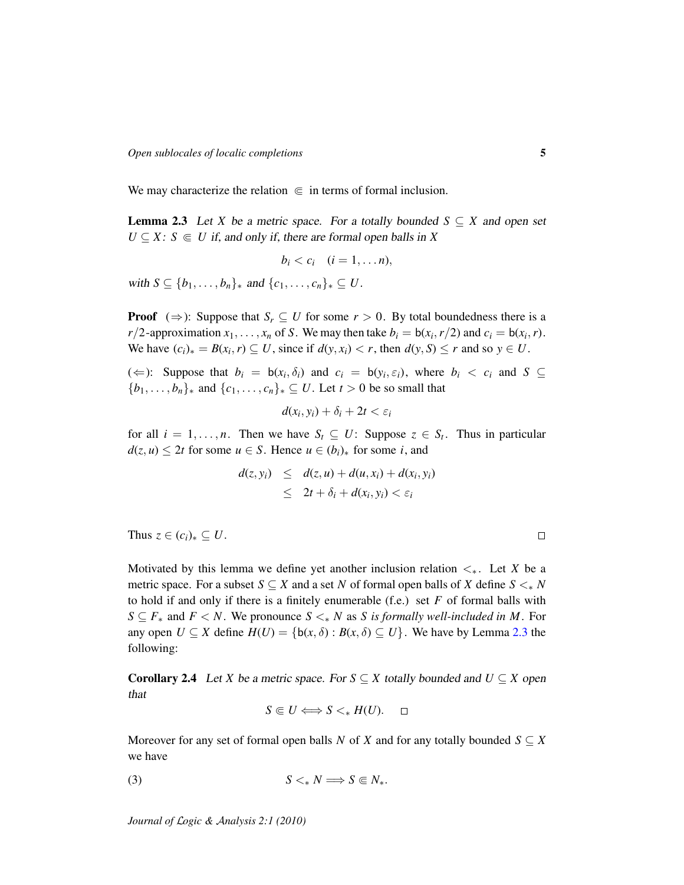We may characterize the relation $\Subset$ in terms of formal inclusion.

**Lemma 2.3** *Let $X$ be a metric space. For a totally bounded $S \subseteq X$ and open set $U \subseteq X$: $S \Subset U$ if, and only if, there are formal open balls in $X$*

$$b_i < c_i \quad (i = 1, \ldots n),$$

*with $S \subseteq \{b_1, \ldots, b_n\}_*$ and $\{c_1, \ldots, c_n\}_* \subseteq U$.*

**Proof** ($\Rightarrow$): Suppose that $S_r \subseteq U$ for some $r > 0$. By total boundedness there is a $r/2$-approximation $x_1, \ldots, x_n$ of $S$. We may then take $b_i = \mathsf{b}(x_i, r/2)$ and $c_i = \mathsf{b}(x_i, r)$. We have $(c_i)_* = B(x_i, r) \subseteq U$, since if $d(y, x_i) < r$, then $d(y, S) \leq r$ and so $y \in U$.

($\Leftarrow$): Suppose that $b_i = \mathsf{b}(x_i, \delta_i)$ and $c_i = \mathsf{b}(y_i, \varepsilon_i)$, where $b_i < c_i$ and $S \subseteq \{b_1, \ldots, b_n\}_*$ and $\{c_1, \ldots, c_n\}_* \subseteq U$. Let $t > 0$ be so small that

$$d(x_i, y_i) + \delta_i + 2t < \varepsilon_i$$

for all $i = 1, \ldots, n$. Then we have $S_t \subseteq U$: Suppose $z \in S_t$. Thus in particular $d(z, u) \leq 2t$ for some $u \in S$. Hence $u \in (b_i)_*$ for some $i$, and

$$\begin{aligned} d(z, y_i) &\leq d(z, u) + d(u, x_i) + d(x_i, y_i) \\ &\leq 2t + \delta_i + d(x_i, y_i) < \varepsilon_i \end{aligned}$$

Thus $z \in (c_i)_* \subseteq U$. $\square$

Motivated by this lemma we define yet another inclusion relation $<_*$. Let $X$ be a metric space. For a subset $S \subseteq X$ and a set $N$ of formal open balls of $X$ define $S <_* N$ to hold if and only if there is a finitely enumerable (f.e.) set $F$ of formal balls with $S \subseteq F_*$ and $F < N$. We pronounce $S <_* N$ as *$S$ is formally well-included in $M$*. For any open $U \subseteq X$ define $H(U) = \{\mathsf{b}(x, \delta) : B(x, \delta) \subseteq U\}$. We have by Lemma 2.3 the following:

**Corollary 2.4** *Let $X$ be a metric space. For $S \subseteq X$ totally bounded and $U \subseteq X$ open that*

$$S \Subset U \Longleftrightarrow S <_* H(U). \quad \square$$

Moreover for any set of formal open balls $N$ of $X$ and for any totally bounded $S \subseteq X$ we have

$$S <_* N \Longrightarrow S \Subset N_*. \tag{3}$$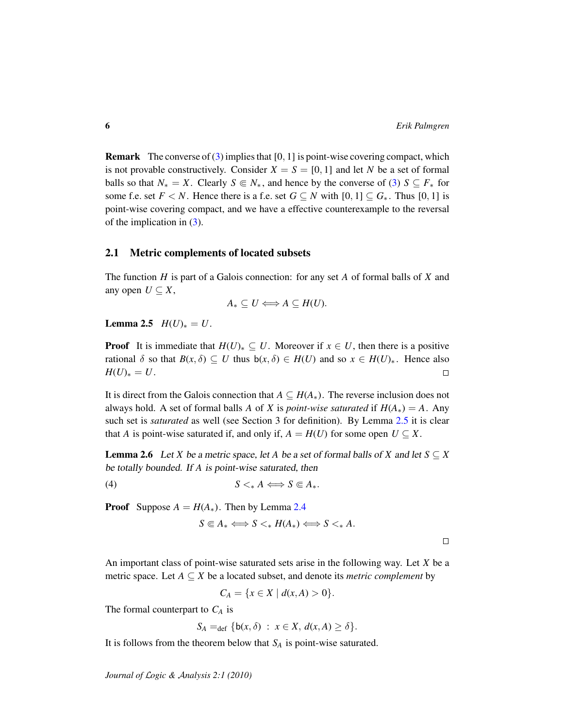**Remark** The converse of (3) implies that $[0,1]$ is point-wise covering compact, which is not provable constructively. Consider $X = S = [0,1]$ and let $N$ be a set of formal balls so that $N_* = X$. Clearly $S \Subset N_*$, and hence by the converse of (3) $S \subseteq F_*$ for some f.e. set $F < N$. Hence there is a f.e. set $G \subseteq N$ with $[0,1] \subseteq G_*$. Thus $[0,1]$ is point-wise covering compact, and we have a effective counterexample to the reversal of the implication in (3).

## 2.1 Metric complements of located subsets

The function $H$ is part of a Galois connection: for any set $A$ of formal balls of $X$ and any open $U \subseteq X$,

$$A_* \subseteq U \iff A \subseteq H(U).$$

**Lemma 2.5** *$H(U)_* = U$.*

**Proof** It is immediate that $H(U)_* \subseteq U$. Moreover if $x \in U$, then there is a positive rational $\delta$ so that $B(x,\delta) \subseteq U$ thus $\mathsf{b}(x,\delta) \in H(U)$ and so $x \in H(U)_*$. Hence also $H(U)_* = U$. □

It is direct from the Galois connection that $A \subseteq H(A_*)$. The reverse inclusion does not always hold. A set of formal balls $A$ of $X$ is *point-wise saturated* if $H(A_*) = A$. Any such set is *saturated* as well (see Section 3 for definition). By Lemma 2.5 it is clear that $A$ is point-wise saturated if, and only if, $A = H(U)$ for some open $U \subseteq X$.

**Lemma 2.6** *Let $X$ be a metric space, let $A$ be a set of formal balls of $X$ and let $S \subseteq X$ be totally bounded. If $A$ is point-wise saturated, then*

$$S <_* A \iff S \Subset A_*. \tag{4}$$

**Proof** Suppose $A = H(A_*)$. Then by Lemma 2.4

$$S \Subset A_* \iff S <_* H(A_*) \iff S <_* A.$$

□

An important class of point-wise saturated sets arise in the following way. Let $X$ be a metric space. Let $A \subseteq X$ be a located subset, and denote its *metric complement* by

$$C_A = \{x \in X \mid d(x,A) > 0\}.$$

The formal counterpart to $C_A$ is

$$S_A =_{\text{def}} \{\mathsf{b}(x,\delta) \ : \ x \in X,\ d(x,A) \geq \delta\}.$$

It is follows from the theorem below that $S_A$ is point-wise saturated.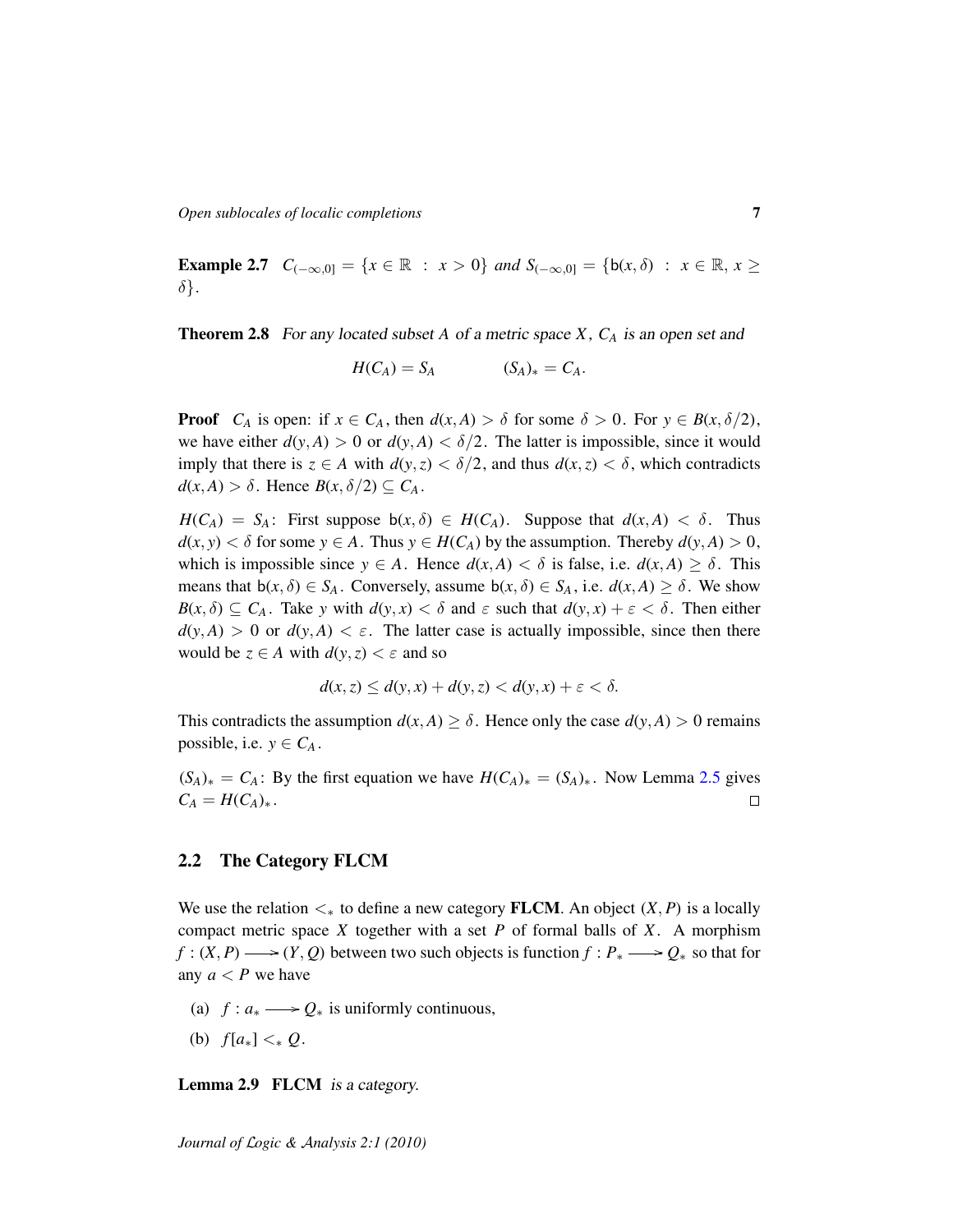**Example 2.7** $C_{(-\infty,0]} = \{x \in \mathbb{R} \ : \ x > 0\}$ *and* $S_{(-\infty,0]} = \{\mathsf{b}(x,\delta) \ : \ x \in \mathbb{R}, x \geq \delta\}$.

**Theorem 2.8** *For any located subset $A$ of a metric space $X$, $C_A$ is an open set and*

$$H(C_A) = S_A \qquad\qquad (S_A)_* = C_A.$$

**Proof** $C_A$ is open: if $x \in C_A$, then $d(x,A) > \delta$ for some $\delta > 0$. For $y \in B(x,\delta/2)$, we have either $d(y,A) > 0$ or $d(y,A) < \delta/2$. The latter is impossible, since it would imply that there is $z \in A$ with $d(y,z) < \delta/2$, and thus $d(x,z) < \delta$, which contradicts $d(x,A) > \delta$. Hence $B(x,\delta/2) \subseteq C_A$.

$H(C_A) = S_A$: First suppose $\mathsf{b}(x,\delta) \in H(C_A)$. Suppose that $d(x,A) < \delta$. Thus $d(x,y) < \delta$ for some $y \in A$. Thus $y \in H(C_A)$ by the assumption. Thereby $d(y,A) > 0$, which is impossible since $y \in A$. Hence $d(x,A) < \delta$ is false, i.e. $d(x,A) \geq \delta$. This means that $\mathsf{b}(x,\delta) \in S_A$. Conversely, assume $\mathsf{b}(x,\delta) \in S_A$, i.e. $d(x,A) \geq \delta$. We show $B(x,\delta) \subseteq C_A$. Take $y$ with $d(y,x) < \delta$ and $\varepsilon$ such that $d(y,x) + \varepsilon < \delta$. Then either $d(y,A) > 0$ or $d(y,A) < \varepsilon$. The latter case is actually impossible, since then there would be $z \in A$ with $d(y,z) < \varepsilon$ and so

$$d(x,z) \leq d(y,x) + d(y,z) < d(y,x) + \varepsilon < \delta.$$

This contradicts the assumption $d(x,A) \geq \delta$. Hence only the case $d(y,A) > 0$ remains possible, i.e. $y \in C_A$.

$(S_A)_* = C_A$: By the first equation we have $H(C_A)_* = (S_A)_*$. Now Lemma 2.5 gives $C_A = H(C_A)_*$. $\square$

## 2.2 The Category FLCM

We use the relation $<_*$ to define a new category **FLCM**. An object $(X,P)$ is a locally compact metric space $X$ together with a set $P$ of formal balls of $X$. A morphism $f : (X,P) \longrightarrow (Y,Q)$ between two such objects is function $f : P_* \longrightarrow Q_*$ so that for any $a < P$ we have

(a) $f : a_* \longrightarrow Q_*$ is uniformly continuous,

(b) $f[a_*] <_* Q$.

**Lemma 2.9** **FLCM** *is a category.*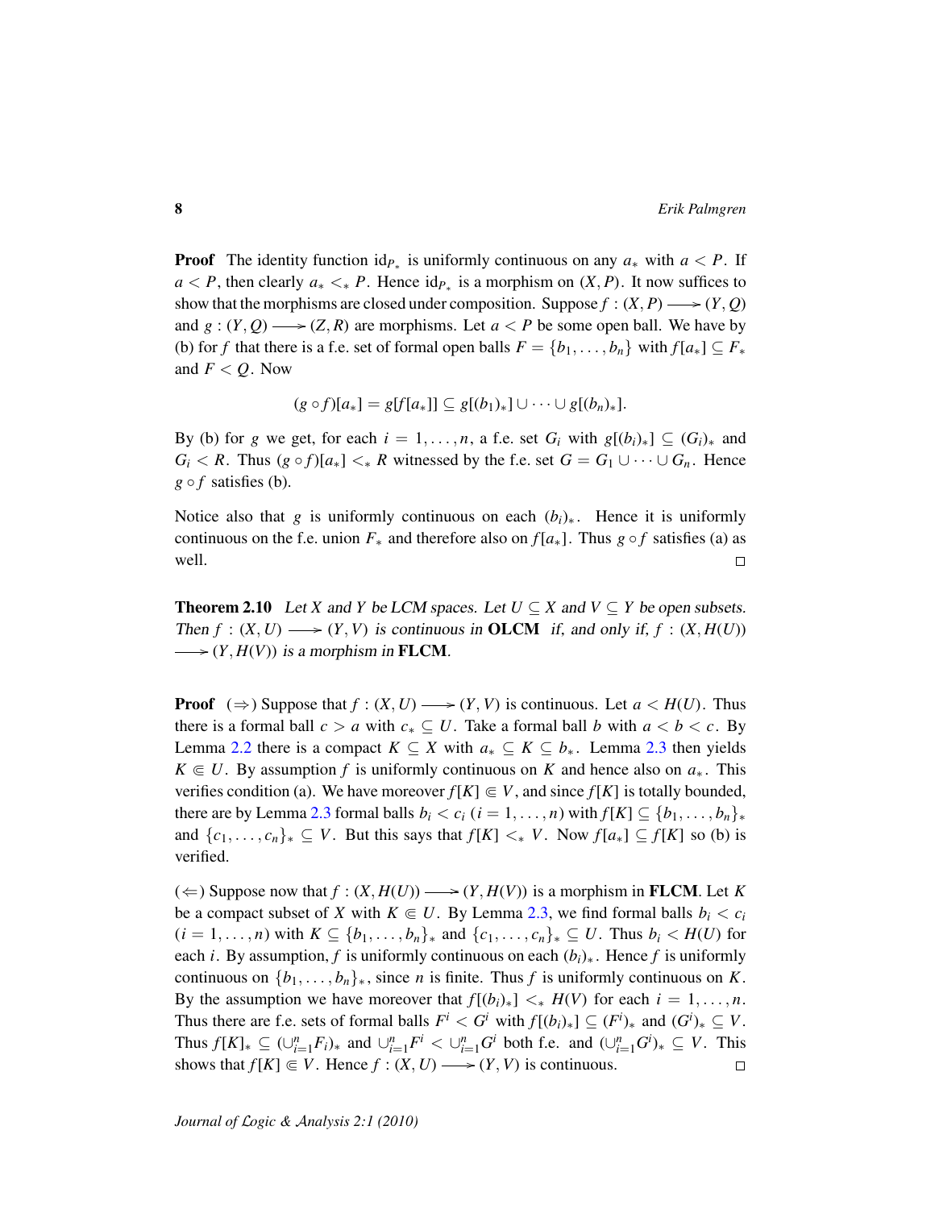**Proof** The identity function $\mathrm{id}_{P_*}$ is uniformly continuous on any $a_*$ with $a < P$. If $a < P$, then clearly $a_* <_* P$. Hence $\mathrm{id}_{P_*}$ is a morphism on $(X, P)$. It now suffices to show that the morphisms are closed under composition. Suppose $f : (X, P) \longrightarrow (Y, Q)$ and $g : (Y, Q) \longrightarrow (Z, R)$ are morphisms. Let $a < P$ be some open ball. We have by (b) for $f$ that there is a f.e. set of formal open balls $F = \{b_1, \ldots, b_n\}$ with $f[a_*] \subseteq F_*$ and $F < Q$. Now

$$(g \circ f)[a_*] = g[f[a_*]] \subseteq g[(b_1)_*] \cup \cdots \cup g[(b_n)_*].$$

By (b) for $g$ we get, for each $i = 1, \ldots, n$, a f.e. set $G_i$ with $g[(b_i)_*] \subseteq (G_i)_*$ and $G_i < R$. Thus $(g \circ f)[a_*] <_* R$ witnessed by the f.e. set $G = G_1 \cup \cdots \cup G_n$. Hence $g \circ f$ satisfies (b).

Notice also that $g$ is uniformly continuous on each $(b_i)_*$. Hence it is uniformly continuous on the f.e. union $F_*$ and therefore also on $f[a_*]$. Thus $g \circ f$ satisfies (a) as well. $\square$

**Theorem 2.10** *Let $X$ and $Y$ be LCM spaces. Let $U \subseteq X$ and $V \subseteq Y$ be open subsets. Then $f : (X, U) \longrightarrow (Y, V)$ is continuous in* **OLCM** *if, and only if, $f : (X, H(U)) \longrightarrow (Y, H(V))$ is a morphism in* **FLCM**.

**Proof** ($\Rightarrow$) Suppose that $f : (X, U) \longrightarrow (Y, V)$ is continuous. Let $a < H(U)$. Thus there is a formal ball $c > a$ with $c_* \subseteq U$. Take a formal ball $b$ with $a < b < c$. By Lemma 2.2 there is a compact $K \subseteq X$ with $a_* \subseteq K \subseteq b_*$. Lemma 2.3 then yields $K \Subset U$. By assumption $f$ is uniformly continuous on $K$ and hence also on $a_*$. This verifies condition (a). We have moreover $f[K] \Subset V$, and since $f[K]$ is totally bounded, there are by Lemma 2.3 formal balls $b_i < c_i$ $(i = 1, \ldots, n)$ with $f[K] \subseteq \{b_1, \ldots, b_n\}_*$ and $\{c_1, \ldots, c_n\}_* \subseteq V$. But this says that $f[K] <_* V$. Now $f[a_*] \subseteq f[K]$ so (b) is verified.

($\Leftarrow$) Suppose now that $f : (X, H(U)) \longrightarrow (Y, H(V))$ is a morphism in **FLCM**. Let $K$ be a compact subset of $X$ with $K \Subset U$. By Lemma 2.3, we find formal balls $b_i < c_i$ $(i = 1, \ldots, n)$ with $K \subseteq \{b_1, \ldots, b_n\}_*$ and $\{c_1, \ldots, c_n\}_* \subseteq U$. Thus $b_i < H(U)$ for each $i$. By assumption, $f$ is uniformly continuous on each $(b_i)_*$. Hence $f$ is uniformly continuous on $\{b_1, \ldots, b_n\}_*$, since $n$ is finite. Thus $f$ is uniformly continuous on $K$. By the assumption we have moreover that $f[(b_i)_*] <_* H(V)$ for each $i = 1, \ldots, n$. Thus there are f.e. sets of formal balls $F^i < G^i$ with $f[(b_i)_*] \subseteq (F^i)_*$ and $(G^i)_* \subseteq V$. Thus $f[K]_* \subseteq (\cup_{i=1}^n F_i)_*$ and $\cup_{i=1}^n F^i < \cup_{i=1}^n G^i$ both f.e. and $(\cup_{i=1}^n G^i)_* \subseteq V$. This shows that $f[K] \Subset V$. Hence $f : (X, U) \longrightarrow (Y, V)$ is continuous. $\square$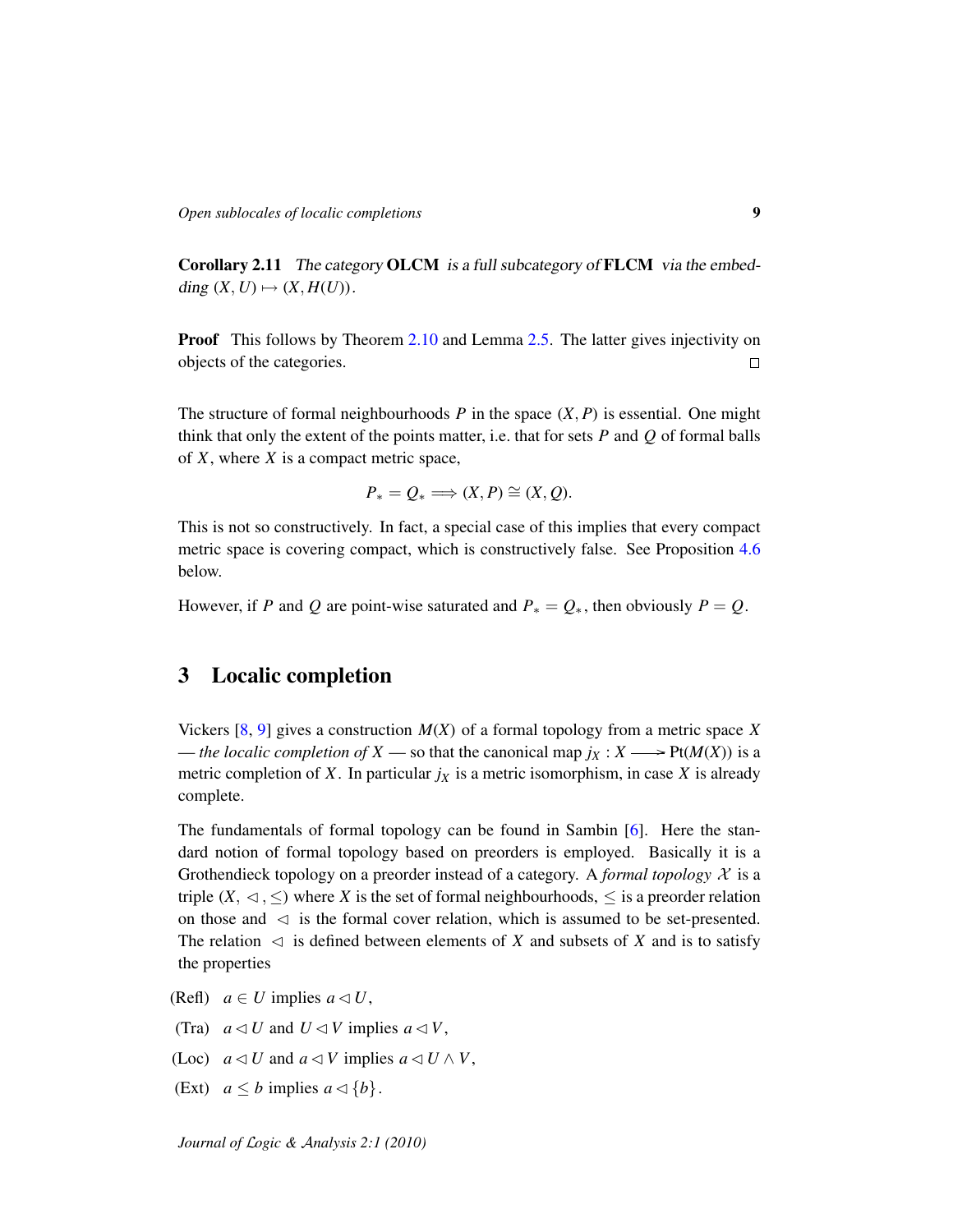**Corollary 2.11** *The category* **OLCM** *is a full subcategory of* **FLCM** *via the embedding* $(X, U) \mapsto (X, H(U))$.

**Proof** This follows by Theorem 2.10 and Lemma 2.5. The latter gives injectivity on objects of the categories. $\square$

The structure of formal neighbourhoods $P$ in the space $(X, P)$ is essential. One might think that only the extent of the points matter, i.e. that for sets $P$ and $Q$ of formal balls of $X$, where $X$ is a compact metric space,

$$P_* = Q_* \Longrightarrow (X, P) \cong (X, Q).$$

This is not so constructively. In fact, a special case of this implies that every compact metric space is covering compact, which is constructively false. See Proposition 4.6 below.

However, if $P$ and $Q$ are point-wise saturated and $P_* = Q_*$, then obviously $P = Q$.

## 3 Localic completion

Vickers [8, 9] gives a construction $M(X)$ of a formal topology from a metric space $X$ — *the localic completion of* $X$ — so that the canonical map $j_X : X \longrightarrow \mathrm{Pt}(M(X))$ is a metric completion of $X$. In particular $j_X$ is a metric isomorphism, in case $X$ is already complete.

The fundamentals of formal topology can be found in Sambin [6]. Here the standard notion of formal topology based on preorders is employed. Basically it is a Grothendieck topology on a preorder instead of a category. A *formal topology* $\mathcal{X}$ is a triple $(X, \lhd, \leq)$ where $X$ is the set of formal neighbourhoods, $\leq$ is a preorder relation on those and $\lhd$ is the formal cover relation, which is assumed to be set-presented. The relation $\lhd$ is defined between elements of $X$ and subsets of $X$ and is to satisfy the properties

- (Refl) $a \in U$ implies $a \lhd U$,
- (Tra) $a \lhd U$ and $U \lhd V$ implies $a \lhd V$,
- (Loc) $a \lhd U$ and $a \lhd V$ implies $a \lhd U \wedge V$,
- (Ext) $a \leq b$ implies $a \lhd \{b\}$.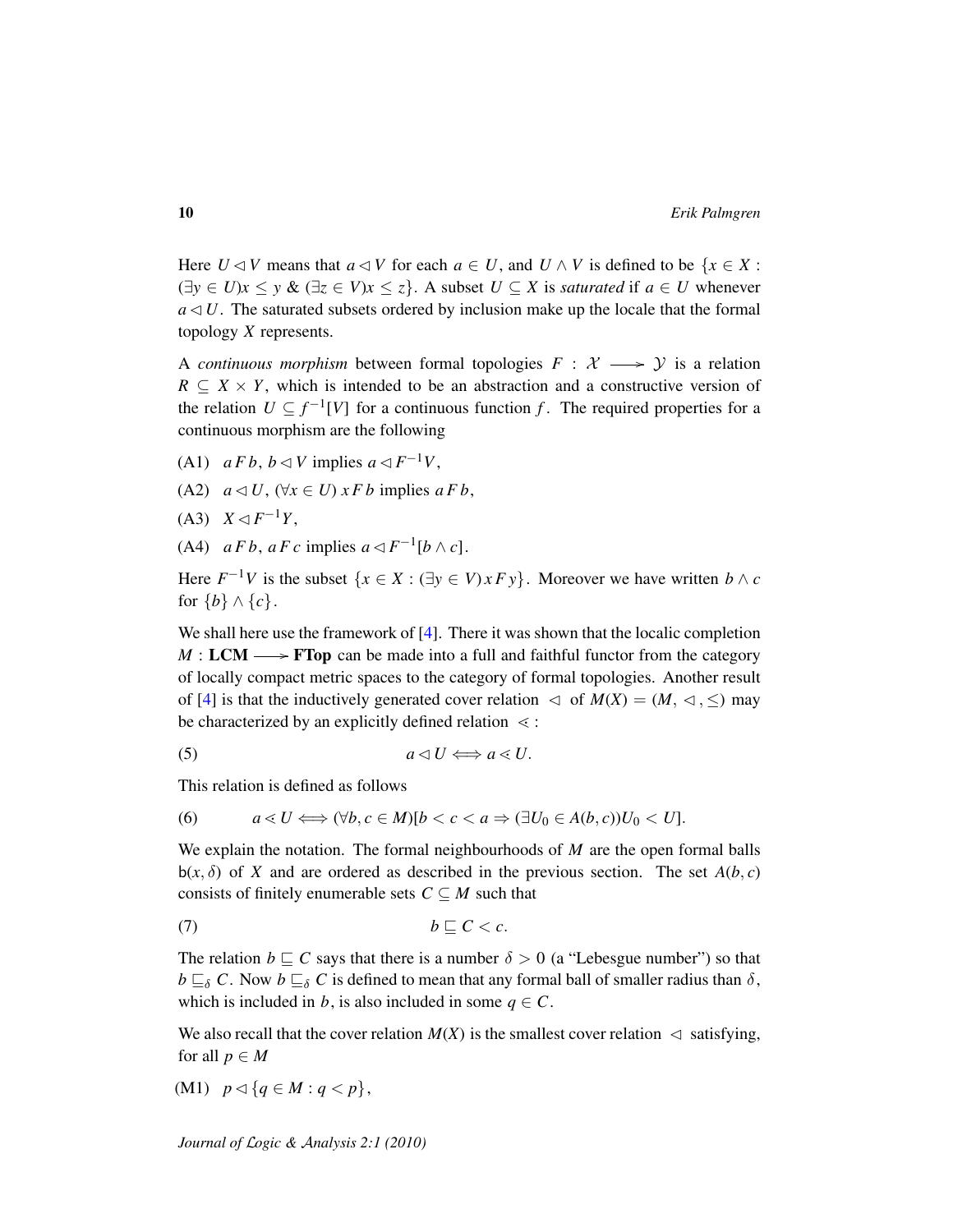Here $U \lhd V$ means that $a \lhd V$ for each $a \in U$, and $U \wedge V$ is defined to be $\{x \in X : (\exists y \in U) x \le y \ \& \ (\exists z \in V) x \le z\}$. A subset $U \subseteq X$ is *saturated* if $a \in U$ whenever $a \lhd U$. The saturated subsets ordered by inclusion make up the locale that the formal topology $X$ represents.

A *continuous morphism* between formal topologies $F : \mathcal{X} \longrightarrow \mathcal{Y}$ is a relation $R \subseteq X \times Y$, which is intended to be an abstraction and a constructive version of the relation $U \subseteq f^{-1}[V]$ for a continuous function $f$. The required properties for a continuous morphism are the following

(A1) $a\, F\, b$, $b \lhd V$ implies $a \lhd F^{-1} V$,

(A2) $a \lhd U$, $(\forall x \in U)\, x\, F\, b$ implies $a\, F\, b$,

(A3) $X \lhd F^{-1} Y$,

(A4) $a\, F\, b$, $a\, F\, c$ implies $a \lhd F^{-1}[b \wedge c]$.

Here $F^{-1}V$ is the subset $\{x \in X : (\exists y \in V)\, x\, F\, y\}$. Moreover we have written $b \wedge c$ for $\{b\} \wedge \{c\}$.

We shall here use the framework of [4]. There it was shown that the localic completion $M : \mathbf{LCM} \longrightarrow \mathbf{FTop}$ can be made into a full and faithful functor from the category of locally compact metric spaces to the category of formal topologies. Another result of [4] is that the inductively generated cover relation $\lhd$ of $M(X) = (M, \lhd, \le)$ may be characterized by an explicitly defined relation $\lessdot$ :

$$a \lhd U \iff a \lessdot U. \tag{5}$$

This relation is defined as follows

$$a \lessdot U \iff (\forall b, c \in M)[b < c < a \Rightarrow (\exists U_0 \in A(b,c)) U_0 < U]. \tag{6}$$

We explain the notation. The formal neighbourhoods of $M$ are the open formal balls $\mathrm{b}(x, \delta)$ of $X$ and are ordered as described in the previous section. The set $A(b, c)$ consists of finitely enumerable sets $C \subseteq M$ such that

$$b \sqsubseteq C < c. \tag{7}$$

The relation $b \sqsubseteq C$ says that there is a number $\delta > 0$ (a "Lebesgue number") so that $b \sqsubseteq_\delta C$. Now $b \sqsubseteq_\delta C$ is defined to mean that any formal ball of smaller radius than $\delta$, which is included in $b$, is also included in some $q \in C$.

We also recall that the cover relation $M(X)$ is the smallest cover relation $\lhd$ satisfying, for all $p \in M$

(M1) $p \lhd \{q \in M : q < p\}$,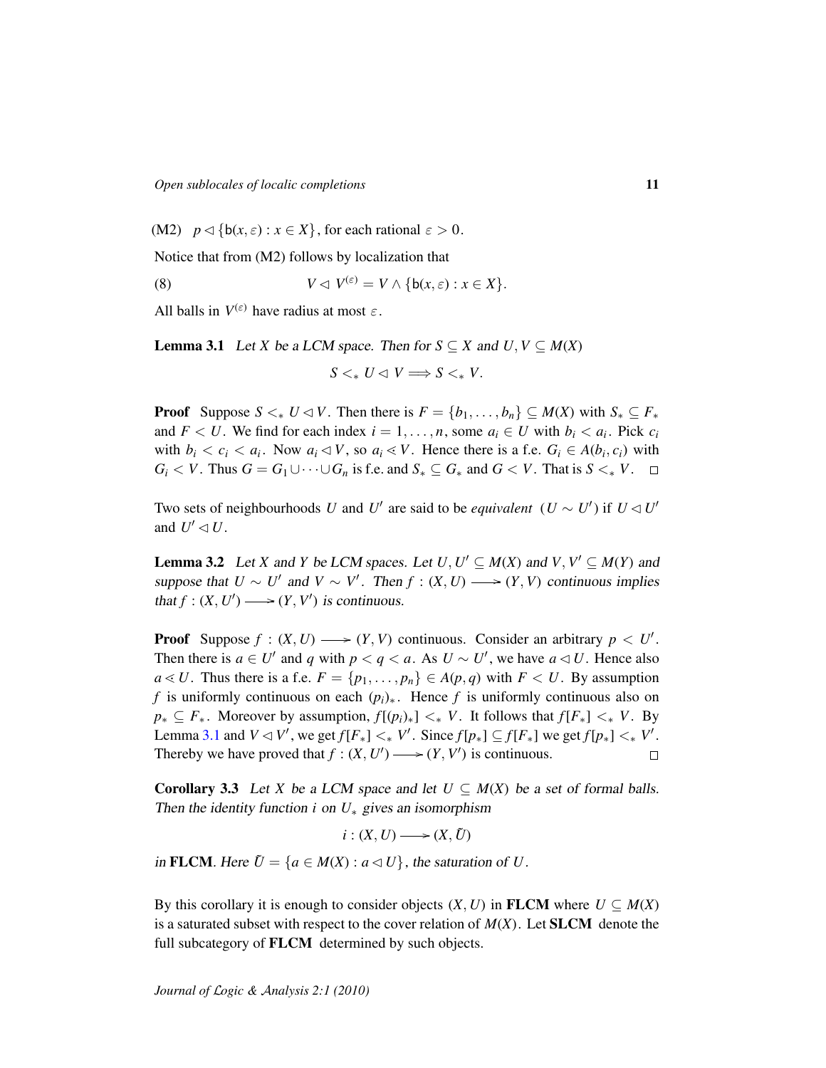(M2) $p \lhd \{\mathsf{b}(x,\varepsilon) : x \in X\}$, for each rational $\varepsilon > 0$.

Notice that from (M2) follows by localization that

$$V \lhd V^{(\varepsilon)} = V \wedge \{\mathsf{b}(x,\varepsilon) : x \in X\}. \tag{8}$$

All balls in $V^{(\varepsilon)}$ have radius at most $\varepsilon$.

**Lemma 3.1** *Let $X$ be a LCM space. Then for $S \subseteq X$ and $U, V \subseteq M(X)$*

$$S <_* U \lhd V \Longrightarrow S <_* V.$$

**Proof** Suppose $S <_* U \lhd V$. Then there is $F = \{b_1, \ldots, b_n\} \subseteq M(X)$ with $S_* \subseteq F_*$ and $F < U$. We find for each index $i = 1, \ldots, n$, some $a_i \in U$ with $b_i < a_i$. Pick $c_i$ with $b_i < c_i < a_i$. Now $a_i \lhd V$, so $a_i \lessdot V$. Hence there is a f.e. $G_i \in A(b_i, c_i)$ with $G_i < V$. Thus $G = G_1 \cup \cdots \cup G_n$ is f.e. and $S_* \subseteq G_*$ and $G < V$. That is $S <_* V$. $\square$

Two sets of neighbourhoods $U$ and $U'$ are said to be *equivalent* ($U \sim U'$) if $U \lhd U'$ and $U' \lhd U$.

**Lemma 3.2** *Let $X$ and $Y$ be LCM spaces. Let $U, U' \subseteq M(X)$ and $V, V' \subseteq M(Y)$ and suppose that $U \sim U'$ and $V \sim V'$. Then $f : (X, U) \longrightarrow (Y, V)$ continuous implies that $f : (X, U') \longrightarrow (Y, V')$ is continuous.*

**Proof** Suppose $f : (X, U) \longrightarrow (Y, V)$ continuous. Consider an arbitrary $p < U'$. Then there is $a \in U'$ and $q$ with $p < q < a$. As $U \sim U'$, we have $a \lhd U$. Hence also $a \lessdot U$. Thus there is a f.e. $F = \{p_1, \ldots, p_n\} \in A(p, q)$ with $F < U$. By assumption $f$ is uniformly continuous on each $(p_i)_*$. Hence $f$ is uniformly continuous also on $p_* \subseteq F_*$. Moreover by assumption, $f[(p_i)_*] <_* V$. It follows that $f[F_*] <_* V$. By Lemma 3.1 and $V \lhd V'$, we get $f[F_*] <_* V'$. Since $f[p_*] \subseteq f[F_*]$ we get $f[p_*] <_* V'$. Thereby we have proved that $f : (X, U') \longrightarrow (Y, V')$ is continuous. $\square$

**Corollary 3.3** *Let $X$ be a LCM space and let $U \subseteq M(X)$ be a set of formal balls. Then the identity function $i$ on $U_*$ gives an isomorphism*

$$i : (X, U) \longrightarrow (X, \tilde{U})$$

*in* **FLCM**. *Here $\tilde{U} = \{a \in M(X) : a \lhd U\}$, the saturation of $U$.*

By this corollary it is enough to consider objects $(X, U)$ in **FLCM** where $U \subseteq M(X)$ is a saturated subset with respect to the cover relation of $M(X)$. Let **SLCM** denote the full subcategory of **FLCM** determined by such objects.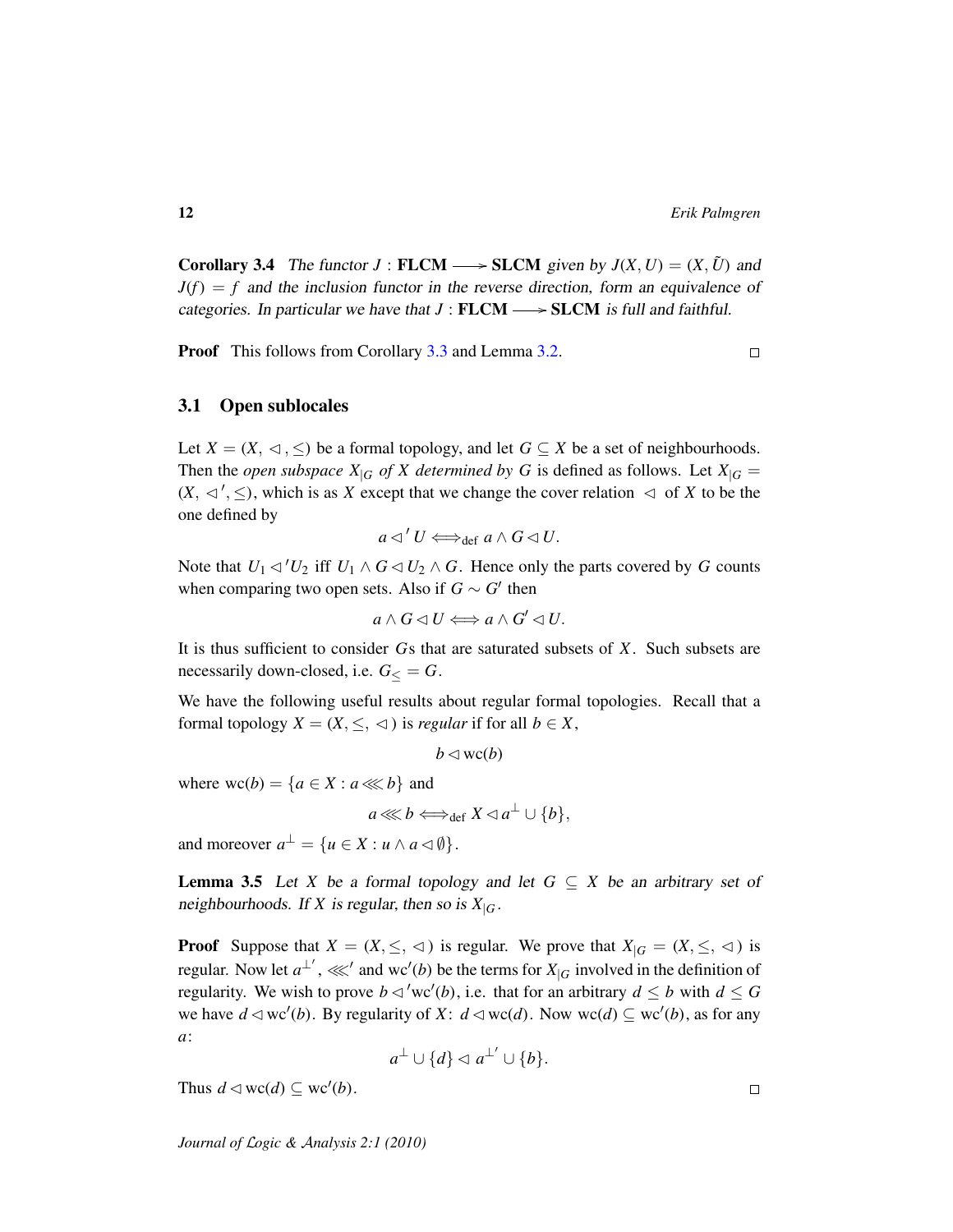**Corollary 3.4** *The functor $J : \mathbf{FLCM} \longrightarrow \mathbf{SLCM}$ given by $J(X, U) = (X, \tilde{U})$ and $J(f) = f$ and the inclusion functor in the reverse direction, form an equivalence of categories. In particular we have that $J : \mathbf{FLCM} \longrightarrow \mathbf{SLCM}$ is full and faithful.*

**Proof** This follows from Corollary 3.3 and Lemma 3.2. $\square$

## 3.1 Open sublocales

Let $X = (X, \lhd, \leq)$ be a formal topology, and let $G \subseteq X$ be a set of neighbourhoods. Then the *open subspace $X_{|G}$ of $X$ determined by $G$* is defined as follows. Let $X_{|G} = (X, \lhd', \leq)$, which is as $X$ except that we change the cover relation $\lhd$ of $X$ to be the one defined by

$$a \lhd' U \Longleftrightarrow_{\text{def}} a \wedge G \lhd U.$$

Note that $U_1 \lhd' U_2$ iff $U_1 \wedge G \lhd U_2 \wedge G$. Hence only the parts covered by $G$ counts when comparing two open sets. Also if $G \sim G'$ then

$$a \wedge G \lhd U \Longleftrightarrow a \wedge G' \lhd U.$$

It is thus sufficient to consider $G$s that are saturated subsets of $X$. Such subsets are necessarily down-closed, i.e. $G_{\leq} = G$.

We have the following useful results about regular formal topologies. Recall that a formal topology $X = (X, \leq, \lhd)$ is *regular* if for all $b \in X$,

$$b \lhd \operatorname{wc}(b)$$

where $\operatorname{wc}(b) = \{a \in X : a \lll b\}$ and

$$a \lll b \Longleftrightarrow_{\text{def}} X \lhd a^{\perp} \cup \{b\},$$

and moreover $a^{\perp} = \{u \in X : u \wedge a \lhd \emptyset\}$.

**Lemma 3.5** *Let $X$ be a formal topology and let $G \subseteq X$ be an arbitrary set of neighbourhoods. If $X$ is regular, then so is $X_{|G}$.*

**Proof** Suppose that $X = (X, \leq, \lhd)$ is regular. We prove that $X_{|G} = (X, \leq, \lhd)$ is regular. Now let $a^{\perp'}$, $\lll'$ and $\operatorname{wc}'(b)$ be the terms for $X_{|G}$ involved in the definition of regularity. We wish to prove $b \lhd' \operatorname{wc}'(b)$, i.e. that for an arbitrary $d \leq b$ with $d \leq G$ we have $d \lhd \operatorname{wc}'(b)$. By regularity of $X$: $d \lhd \operatorname{wc}(d)$. Now $\operatorname{wc}(d) \subseteq \operatorname{wc}'(b)$, as for any $a$:

$$a^{\perp} \cup \{d\} \lhd a^{\perp'} \cup \{b\}.$$

Thus $d \lhd \operatorname{wc}(d) \subseteq \operatorname{wc}'(b)$. $\square$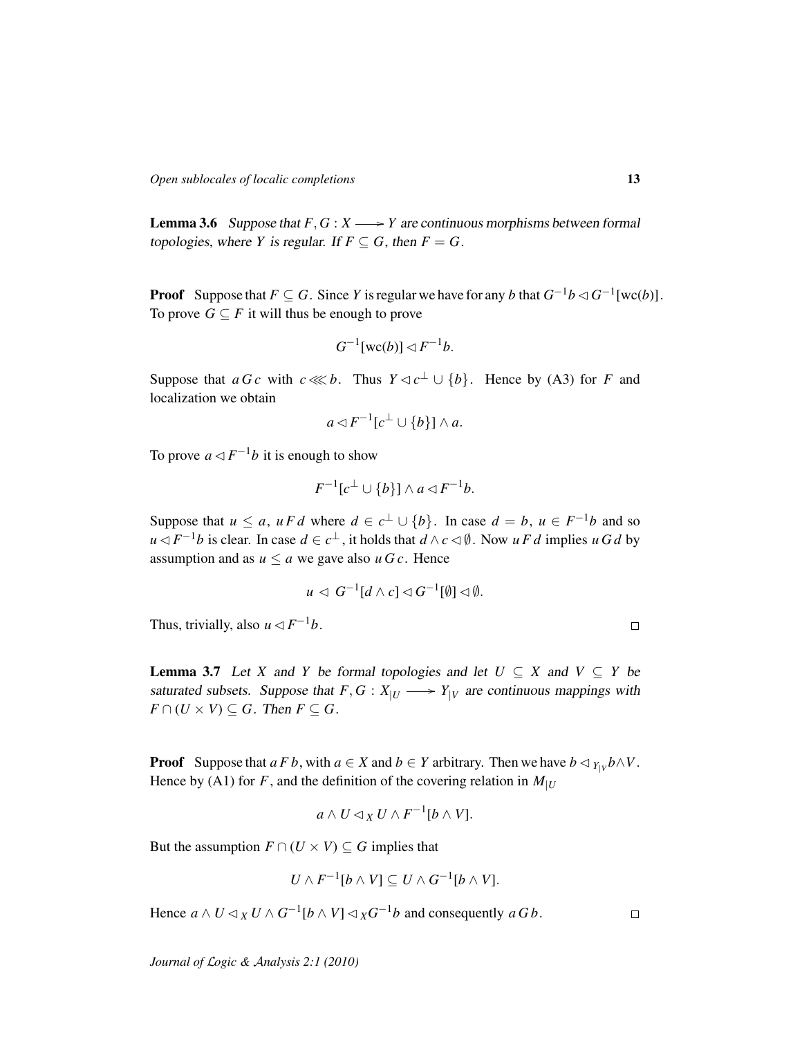**Lemma 3.6** *Suppose that $F, G : X \longrightarrow Y$ are continuous morphisms between formal topologies, where $Y$ is regular. If $F \subseteq G$, then $F = G$.*

**Proof** Suppose that $F \subseteq G$. Since $Y$ is regular we have for any $b$ that $G^{-1}b \lhd G^{-1}[\mathrm{wc}(b)]$. To prove $G \subseteq F$ it will thus be enough to prove

$$G^{-1}[\mathrm{wc}(b)] \lhd F^{-1}b.$$

Suppose that $a\, G\, c$ with $c \lll b$. Thus $Y \lhd c^{\perp} \cup \{b\}$. Hence by (A3) for $F$ and localization we obtain

$$a \lhd F^{-1}[c^{\perp} \cup \{b\}] \wedge a.$$

To prove $a \lhd F^{-1}b$ it is enough to show

$$F^{-1}[c^{\perp} \cup \{b\}] \wedge a \lhd F^{-1}b.$$

Suppose that $u \leq a$, $u\, F\, d$ where $d \in c^{\perp} \cup \{b\}$. In case $d = b$, $u \in F^{-1}b$ and so $u \lhd F^{-1}b$ is clear. In case $d \in c^{\perp}$, it holds that $d \wedge c \lhd \emptyset$. Now $u\, F\, d$ implies $u\, G\, d$ by assumption and as $u \leq a$ we gave also $u\, G\, c$. Hence

$$u \,\lhd\, G^{-1}[d \wedge c] \lhd G^{-1}[\emptyset] \lhd \emptyset.$$

Thus, trivially, also $u \lhd F^{-1}b$. $\square$

**Lemma 3.7** *Let $X$ and $Y$ be formal topologies and let $U \subseteq X$ and $V \subseteq Y$ be saturated subsets. Suppose that $F, G : X_{|U} \longrightarrow Y_{|V}$ are continuous mappings with $F \cap (U \times V) \subseteq G$. Then $F \subseteq G$.*

**Proof** Suppose that $a\, F\, b$, with $a \in X$ and $b \in Y$ arbitrary. Then we have $b \lhd_{Y_{|V}} b \wedge V$. Hence by (A1) for $F$, and the definition of the covering relation in $M_{|U}$

$$a \wedge U \lhd_X U \wedge F^{-1}[b \wedge V].$$

But the assumption $F \cap (U \times V) \subseteq G$ implies that

$$U \wedge F^{-1}[b \wedge V] \subseteq U \wedge G^{-1}[b \wedge V].$$

Hence $a \wedge U \lhd_X U \wedge G^{-1}[b \wedge V] \lhd_X G^{-1}b$ and consequently $a\, G\, b$. $\square$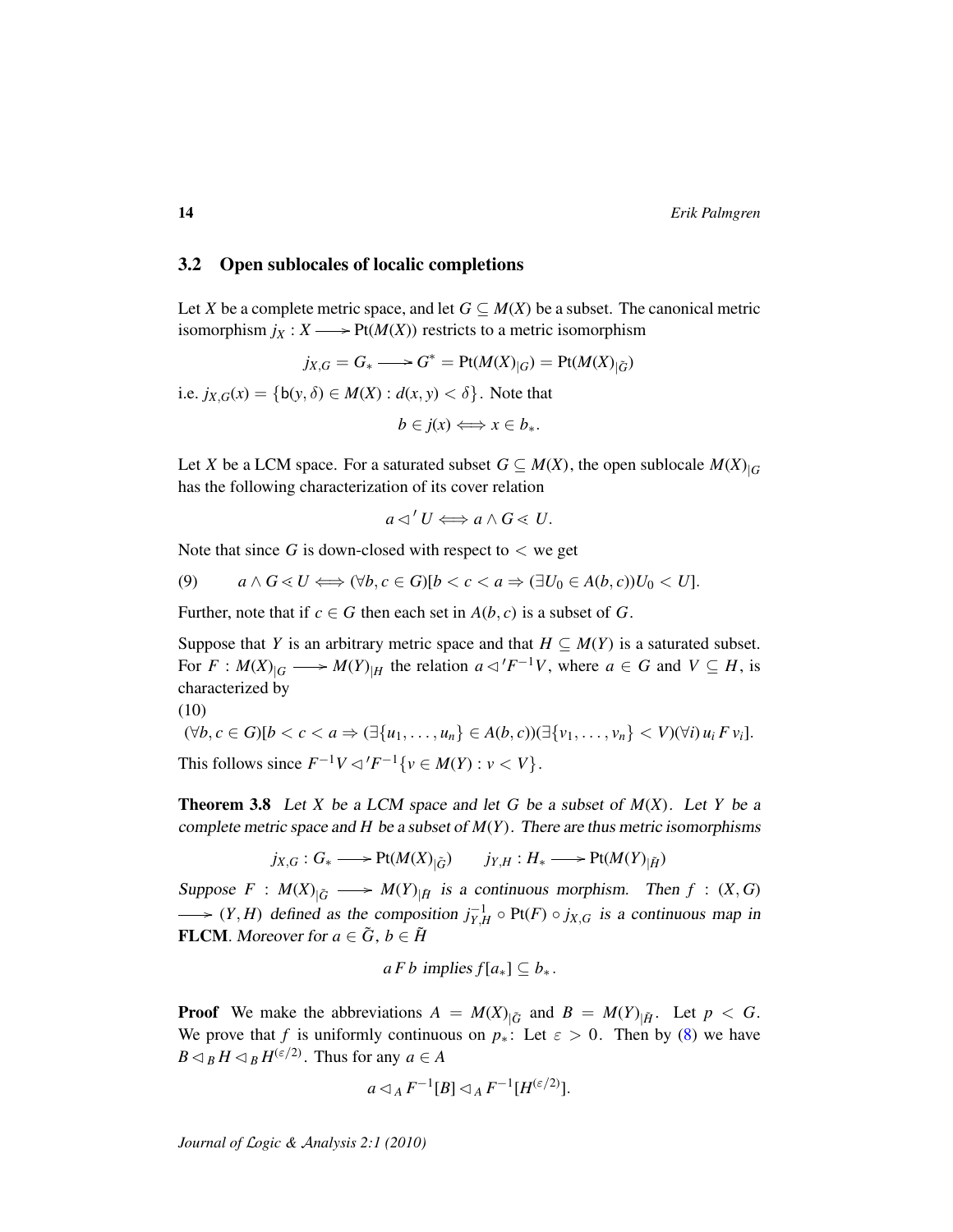### 3.2 Open sublocales of localic completions

Let $X$ be a complete metric space, and let $G \subseteq M(X)$ be a subset. The canonical metric isomorphism $j_X : X \longrightarrow \mathrm{Pt}(M(X))$ restricts to a metric isomorphism

$$j_{X,G} = G_* \longrightarrow G^* = \mathrm{Pt}(M(X)_{|G}) = \mathrm{Pt}(M(X)_{|\tilde{G}})$$

i.e. $j_{X,G}(x) = \{\mathsf{b}(y,\delta) \in M(X) : d(x,y) < \delta\}$. Note that

$$b \in j(x) \Longleftrightarrow x \in b_*.$$

Let $X$ be a LCM space. For a saturated subset $G \subseteq M(X)$, the open sublocale $M(X)_{|G}$ has the following characterization of its cover relation

$$a \lhd' U \Longleftrightarrow a \wedge G \lessdot U.$$

Note that since $G$ is down-closed with respect to $<$ we get

$$\text{(9)} \qquad a \wedge G \lessdot U \Longleftrightarrow (\forall b, c \in G)[b < c < a \Rightarrow (\exists U_0 \in A(b,c))U_0 < U].$$

Further, note that if $c \in G$ then each set in $A(b,c)$ is a subset of $G$.

Suppose that $Y$ is an arbitrary metric space and that $H \subseteq M(Y)$ is a saturated subset. For $F : M(X)_{|G} \longrightarrow M(Y)_{|H}$ the relation $a \lhd' F^{-1}V$, where $a \in G$ and $V \subseteq H$, is characterized by

(10)

$$(\forall b, c \in G)[b < c < a \Rightarrow (\exists \{u_1, \ldots, u_n\} \in A(b,c))(\exists \{v_1, \ldots, v_n\} < V)(\forall i)\, u_i \, F \, v_i].$$

This follows since $F^{-1}V \lhd' F^{-1}\{v \in M(Y) : v < V\}$.

**Theorem 3.8** *Let $X$ be a LCM space and let $G$ be a subset of $M(X)$. Let $Y$ be a complete metric space and $H$ be a subset of $M(Y)$. There are thus metric isomorphisms*

$$j_{X,G} : G_* \longrightarrow \mathrm{Pt}(M(X)_{|\tilde{G}}) \qquad j_{Y,H} : H_* \longrightarrow \mathrm{Pt}(M(Y)_{|\tilde{H}})$$

*Suppose $F : M(X)_{|\tilde{G}} \longrightarrow M(Y)_{|\tilde{H}}$ is a continuous morphism. Then $f : (X,G) \longrightarrow (Y,H)$ defined as the composition $j_{Y,H}^{-1} \circ \mathrm{Pt}(F) \circ j_{X,G}$ is a continuous map in* **FLCM**. *Moreover for $a \in \tilde{G}$, $b \in \tilde{H}$*

$$a \, F \, b \text{ implies } f[a_*] \subseteq b_*.$$

**Proof** We make the abbreviations $A = M(X)_{|\tilde{G}}$ and $B = M(Y)_{|\tilde{H}}$. Let $p < G$. We prove that $f$ is uniformly continuous on $p_*$: Let $\varepsilon > 0$. Then by (8) we have $B \lhd_B H \lhd_B H^{(\varepsilon/2)}$. Thus for any $a \in A$

$$a \lhd_A F^{-1}[B] \lhd_A F^{-1}[H^{(\varepsilon/2)}].$$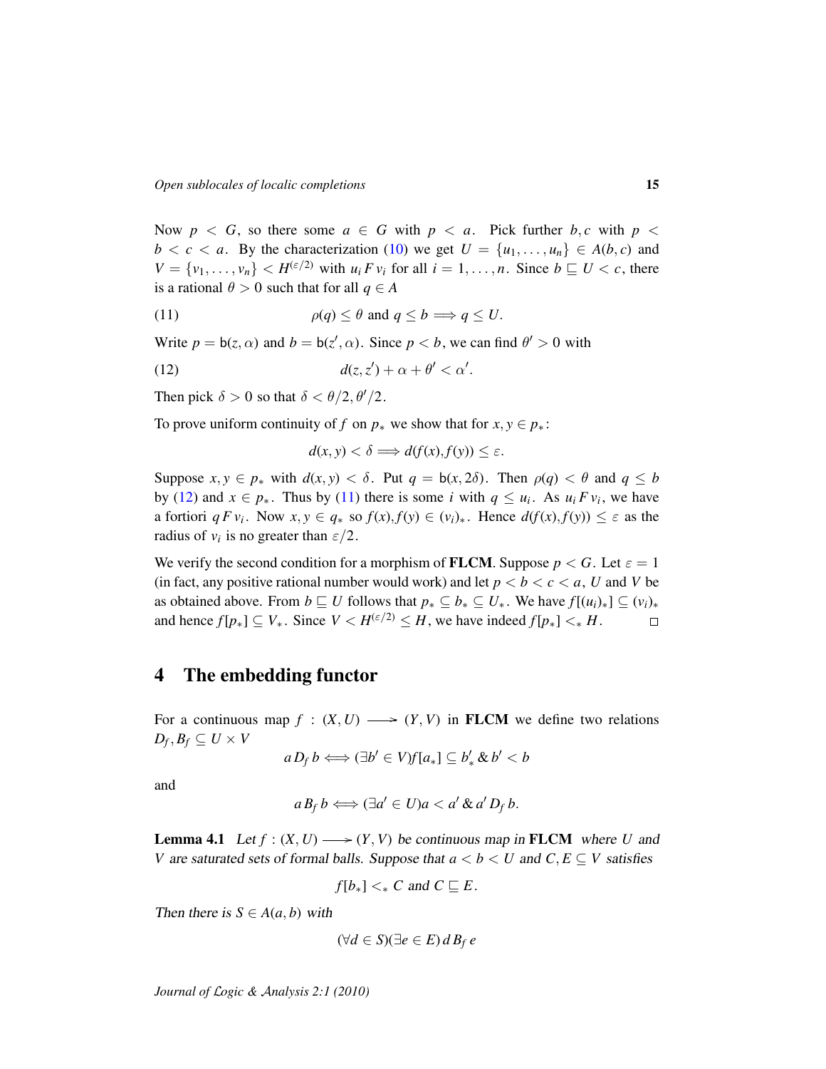Now $p < G$, so there some $a \in G$ with $p < a$. Pick further $b, c$ with $p < b < c < a$. By the characterization (10) we get $U = \{u_1, \ldots, u_n\} \in A(b, c)$ and $V = \{v_1, \ldots, v_n\} < H^{(\varepsilon/2)}$ with $u_i \, F \, v_i$ for all $i = 1, \ldots, n$. Since $b \sqsubseteq U < c$, there is a rational $\theta > 0$ such that for all $q \in A$

$$\rho(q) \leq \theta \text{ and } q \leq b \Longrightarrow q \leq U. \tag{11}$$

Write $p = \mathsf{b}(z, \alpha)$ and $b = \mathsf{b}(z', \alpha)$. Since $p < b$, we can find $\theta' > 0$ with

$$d(z, z') + \alpha + \theta' < \alpha'. \tag{12}$$

Then pick $\delta > 0$ so that $\delta < \theta/2, \theta'/2$.

To prove uniform continuity of $f$ on $p_*$ we show that for $x, y \in p_*$:

$$d(x, y) < \delta \Longrightarrow d(f(x), f(y)) \leq \varepsilon.$$

Suppose $x, y \in p_*$ with $d(x, y) < \delta$. Put $q = \mathsf{b}(x, 2\delta)$. Then $\rho(q) < \theta$ and $q \leq b$ by (12) and $x \in p_*$. Thus by (11) there is some $i$ with $q \leq u_i$. As $u_i \, F \, v_i$, we have a fortiori $q \, F \, v_i$. Now $x, y \in q_*$ so $f(x), f(y) \in (v_i)_*$. Hence $d(f(x), f(y)) \leq \varepsilon$ as the radius of $v_i$ is no greater than $\varepsilon/2$.

We verify the second condition for a morphism of **FLCM**. Suppose $p < G$. Let $\varepsilon = 1$ (in fact, any positive rational number would work) and let $p < b < c < a$, $U$ and $V$ be as obtained above. From $b \sqsubseteq U$ follows that $p_* \subseteq b_* \subseteq U_*$. We have $f[(u_i)_*] \subseteq (v_i)_*$ and hence $f[p_*] \subseteq V_*$. Since $V < H^{(\varepsilon/2)} \leq H$, we have indeed $f[p_*] <_* H$. $\square$

# 4 The embedding functor

For a continuous map $f : (X, U) \longrightarrow (Y, V)$ in **FLCM** we define two relations $D_f, B_f \subseteq U \times V$

$$a \, D_f \, b \Longleftrightarrow (\exists b' \in V) f[a_*] \subseteq b'_* \; \& \; b' < b$$

and

$$a \, B_f \, b \Longleftrightarrow (\exists a' \in U) a < a' \; \& \; a' \, D_f \, b.$$

**Lemma 4.1** *Let $f : (X, U) \longrightarrow (Y, V)$ be continuous map in **FLCM** where $U$ and $V$ are saturated sets of formal balls. Suppose that $a < b < U$ and $C, E \subseteq V$ satisfies*

$$f[b_*] <_* C \text{ and } C \sqsubseteq E.$$

*Then there is $S \in A(a, b)$ with*

$$(\forall d \in S)(\exists e \in E) \, d \, B_f \, e$$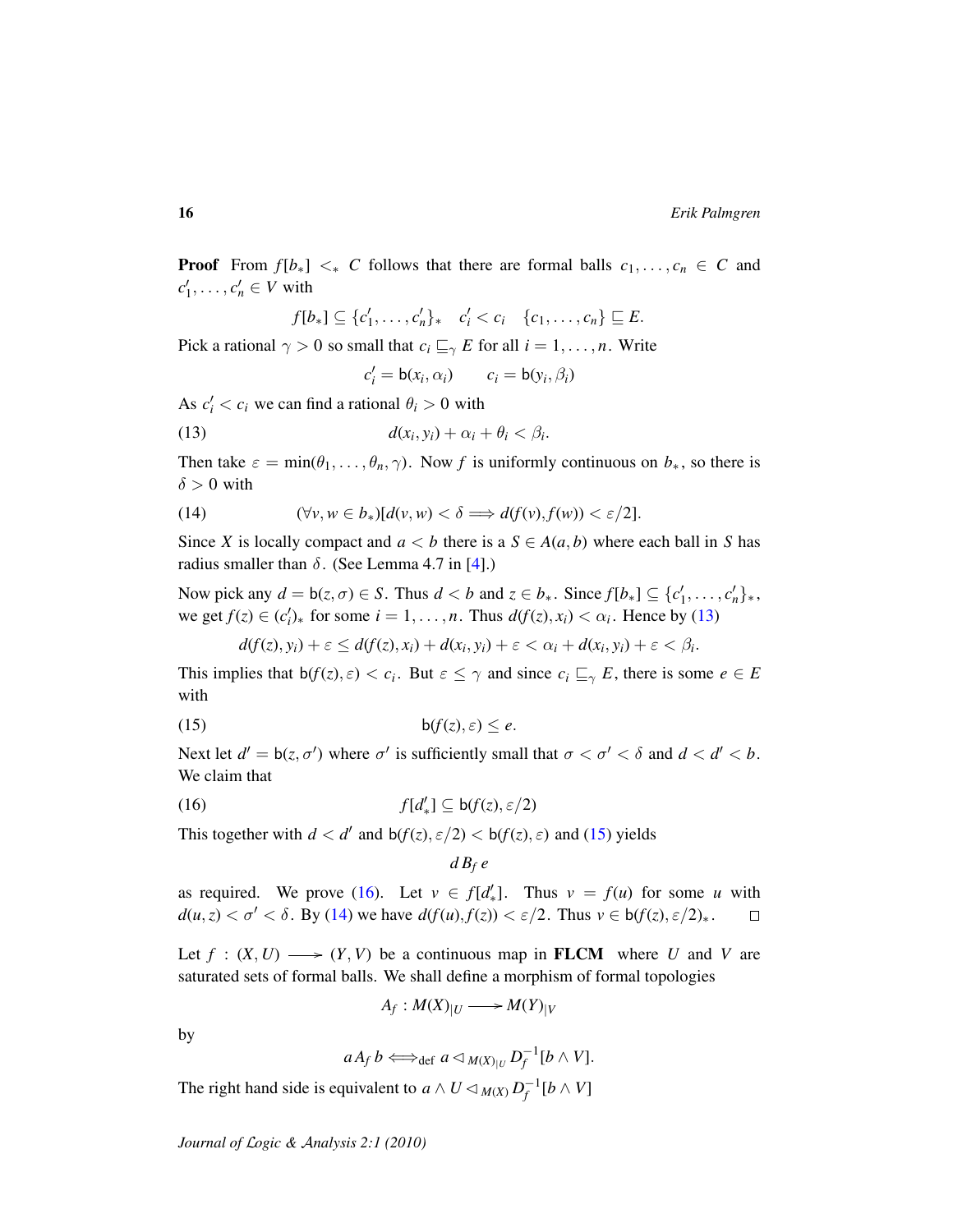**Proof** From $f[b_*] <_* C$ follows that there are formal balls $c_1, \ldots, c_n \in C$ and $c'_1, \ldots, c'_n \in V$ with

$$f[b_*] \subseteq \{c'_1, \ldots, c'_n\}_* \quad c'_i < c_i \quad \{c_1, \ldots, c_n\} \sqsubseteq E.$$

Pick a rational $\gamma > 0$ so small that $c_i \sqsubseteq_\gamma E$ for all $i = 1, \ldots, n$. Write

$$c'_i = \mathsf{b}(x_i, \alpha_i) \qquad c_i = \mathsf{b}(y_i, \beta_i)$$

As $c'_i < c_i$ we can find a rational $\theta_i > 0$ with

$$d(x_i, y_i) + \alpha_i + \theta_i < \beta_i. \tag{13}$$

Then take $\varepsilon = \min(\theta_1, \ldots, \theta_n, \gamma)$. Now $f$ is uniformly continuous on $b_*$, so there is $\delta > 0$ with

$$(\forall v, w \in b_*)[d(v, w) < \delta \Longrightarrow d(f(v), f(w)) < \varepsilon/2]. \tag{14}$$

Since $X$ is locally compact and $a < b$ there is a $S \in A(a, b)$ where each ball in $S$ has radius smaller than $\delta$. (See Lemma 4.7 in [4].)

Now pick any $d = \mathsf{b}(z, \sigma) \in S$. Thus $d < b$ and $z \in b_*$. Since $f[b_*] \subseteq \{c'_1, \ldots, c'_n\}_*$, we get $f(z) \in (c'_i)_*$ for some $i = 1, \ldots, n$. Thus $d(f(z), x_i) < \alpha_i$. Hence by (13)

$$d(f(z), y_i) + \varepsilon \leq d(f(z), x_i) + d(x_i, y_i) + \varepsilon < \alpha_i + d(x_i, y_i) + \varepsilon < \beta_i.$$

This implies that $\mathsf{b}(f(z), \varepsilon) < c_i$. But $\varepsilon \leq \gamma$ and since $c_i \sqsubseteq_\gamma E$, there is some $e \in E$ with

$$\mathsf{b}(f(z), \varepsilon) \leq e. \tag{15}$$

Next let $d' = \mathsf{b}(z, \sigma')$ where $\sigma'$ is sufficiently small that $\sigma < \sigma' < \delta$ and $d < d' < b$. We claim that

$$f[d'_*] \subseteq \mathsf{b}(f(z), \varepsilon/2) \tag{16}$$

This together with $d < d'$ and $\mathsf{b}(f(z), \varepsilon/2) < \mathsf{b}(f(z), \varepsilon)$ and (15) yields

$$d \, B_f \, e$$

as required. We prove (16). Let $v \in f[d'_*]$. Thus $v = f(u)$ for some $u$ with $d(u, z) < \sigma' < \delta$. By (14) we have $d(f(u), f(z)) < \varepsilon/2$. Thus $v \in \mathsf{b}(f(z), \varepsilon/2)_*$. □

Let $f : (X, U) \longrightarrow (Y, V)$ be a continuous map in **FLCM** where $U$ and $V$ are saturated sets of formal balls. We shall define a morphism of formal topologies

$$A_f : M(X)_{|U} \longrightarrow M(Y)_{|V}$$

by

$$a \, A_f \, b \Longleftrightarrow_{\text{def}} a \lhd_{M(X)_{|U}} D_f^{-1}[b \wedge V].$$

The right hand side is equivalent to $a \wedge U \lhd_{M(X)} D_f^{-1}[b \wedge V]$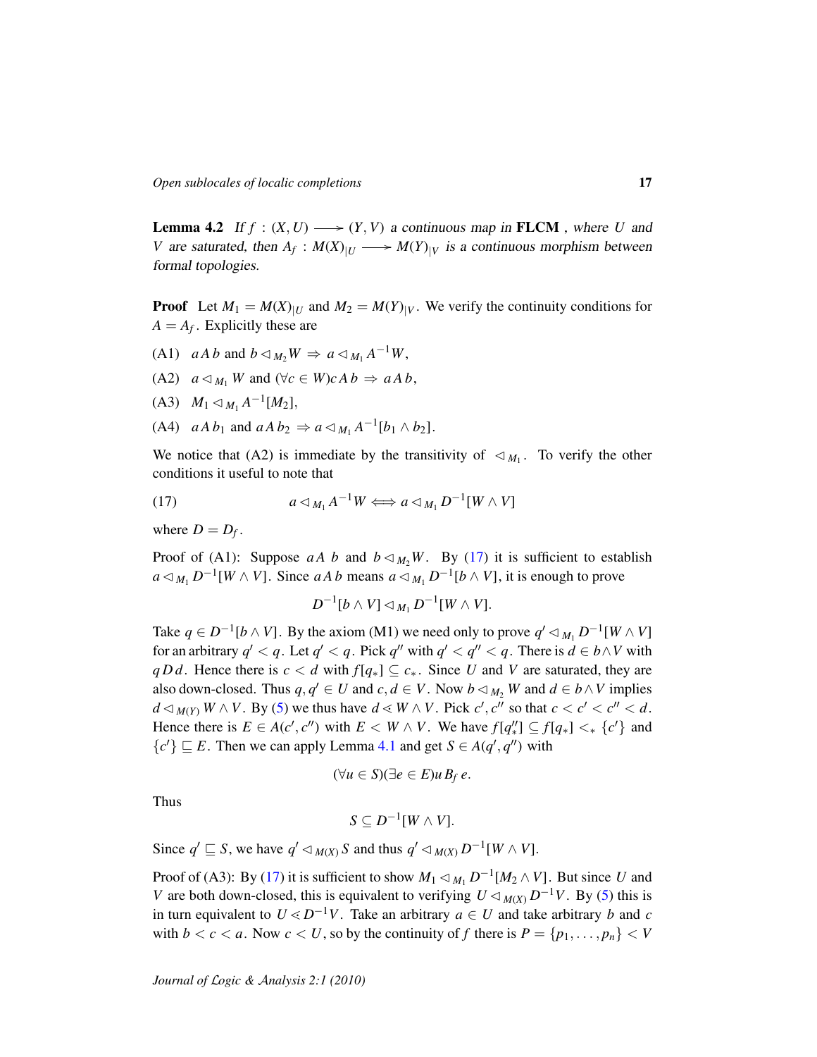**Lemma 4.2** *If $f : (X, U) \longrightarrow (Y, V)$ a continuous map in* **FLCM** *, where $U$ and $V$ are saturated, then $A_f : M(X)_{|U} \longrightarrow M(Y)_{|V}$ is a continuous morphism between formal topologies.*

**Proof** Let $M_1 = M(X)_{|U}$ and $M_2 = M(Y)_{|V}$. We verify the continuity conditions for $A = A_f$. Explicitly these are

(A1) $a\,A\,b$ and $b \lhd_{M_2} W \Rightarrow a \lhd_{M_1} A^{-1}W$,

(A2) $a \lhd_{M_1} W$ and $(\forall c \in W) c\,A\,b \Rightarrow a\,A\,b$,

(A3) $M_1 \lhd_{M_1} A^{-1}[M_2]$,

(A4) $a\,A\,b_1$ and $a\,A\,b_2 \Rightarrow a \lhd_{M_1} A^{-1}[b_1 \wedge b_2]$.

We notice that (A2) is immediate by the transitivity of $\lhd_{M_1}$. To verify the other conditions it useful to note that

$$a \lhd_{M_1} A^{-1}W \Longleftrightarrow a \lhd_{M_1} D^{-1}[W \wedge V] \tag{17}$$

where $D = D_f$.

Proof of (A1): Suppose $a\,A\,b$ and $b \lhd_{M_2} W$. By (17) it is sufficient to establish $a \lhd_{M_1} D^{-1}[W \wedge V]$. Since $a\,A\,b$ means $a \lhd_{M_1} D^{-1}[b \wedge V]$, it is enough to prove

$$D^{-1}[b \wedge V] \lhd_{M_1} D^{-1}[W \wedge V].$$

Take $q \in D^{-1}[b \wedge V]$. By the axiom (M1) we need only to prove $q' \lhd_{M_1} D^{-1}[W \wedge V]$ for an arbitrary $q' < q$. Let $q' < q$. Pick $q''$ with $q' < q'' < q$. There is $d \in b \wedge V$ with $q\,D\,d$. Hence there is $c < d$ with $f[q_*] \subseteq c_*$. Since $U$ and $V$ are saturated, they are also down-closed. Thus $q, q' \in U$ and $c, d \in V$. Now $b \lhd_{M_2} W$ and $d \in b \wedge V$ implies $d \lhd_{M(Y)} W \wedge V$. By (5) we thus have $d \lessdot W \wedge V$. Pick $c', c''$ so that $c < c' < c'' < d$. Hence there is $E \in A(c', c'')$ with $E < W \wedge V$. We have $f[q''_*] \subseteq f[q_*] <_* \{c'\}$ and $\{c'\} \sqsubseteq E$. Then we can apply Lemma 4.1 and get $S \in A(q', q'')$ with

$$(\forall u \in S)(\exists e \in E) u\,B_f\,e.$$

Thus

$$S \subseteq D^{-1}[W \wedge V].$$

Since $q' \sqsubseteq S$, we have $q' \lhd_{M(X)} S$ and thus $q' \lhd_{M(X)} D^{-1}[W \wedge V]$.

Proof of (A3): By (17) it is sufficient to show $M_1 \lhd_{M_1} D^{-1}[M_2 \wedge V]$. But since $U$ and $V$ are both down-closed, this is equivalent to verifying $U \lhd_{M(X)} D^{-1}V$. By (5) this is in turn equivalent to $U \lessdot D^{-1}V$. Take an arbitrary $a \in U$ and take arbitrary $b$ and $c$ with $b < c < a$. Now $c < U$, so by the continuity of $f$ there is $P = \{p_1, \ldots, p_n\} < V$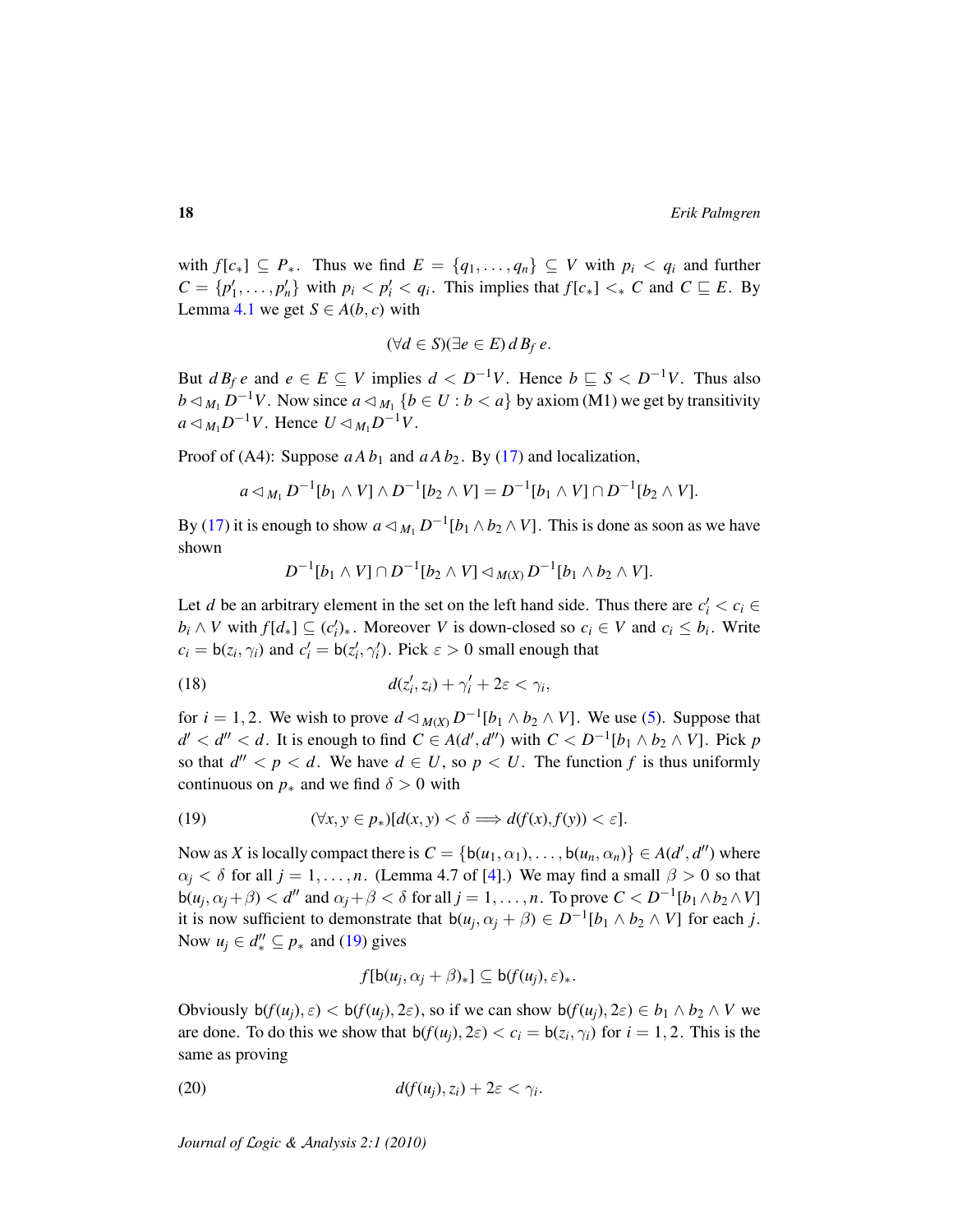with $f[c_*] \subseteq P_*$. Thus we find $E = \{q_1, \ldots, q_n\} \subseteq V$ with $p_i < q_i$ and further $C = \{p'_1, \ldots, p'_n\}$ with $p_i < p'_i < q_i$. This implies that $f[c_*] <_* C$ and $C \sqsubseteq E$. By Lemma 4.1 we get $S \in A(b, c)$ with

$$(\forall d \in S)(\exists e \in E)\, d\, B_f\, e.$$

But $d\, B_f\, e$ and $e \in E \subseteq V$ implies $d < D^{-1}V$. Hence $b \sqsubseteq S < D^{-1}V$. Thus also $b \lhd_{M_1} D^{-1}V$. Now since $a \lhd_{M_1} \{b \in U : b < a\}$ by axiom (M1) we get by transitivity $a \lhd_{M_1} D^{-1}V$. Hence $U \lhd_{M_1} D^{-1}V$.

Proof of (A4): Suppose $a\, A\, b_1$ and $a\, A\, b_2$. By (17) and localization,

$$a \lhd_{M_1} D^{-1}[b_1 \wedge V] \wedge D^{-1}[b_2 \wedge V] = D^{-1}[b_1 \wedge V] \cap D^{-1}[b_2 \wedge V].$$

By (17) it is enough to show $a \lhd_{M_1} D^{-1}[b_1 \wedge b_2 \wedge V]$. This is done as soon as we have shown

$$D^{-1}[b_1 \wedge V] \cap D^{-1}[b_2 \wedge V] \lhd_{M(X)} D^{-1}[b_1 \wedge b_2 \wedge V].$$

Let $d$ be an arbitrary element in the set on the left hand side. Thus there are $c'_i < c_i \in b_i \wedge V$ with $f[d_*] \subseteq (c'_i)_*$. Moreover $V$ is down-closed so $c_i \in V$ and $c_i \leq b_i$. Write $c_i = \mathsf{b}(z_i, \gamma_i)$ and $c'_i = \mathsf{b}(z'_i, \gamma'_i)$. Pick $\varepsilon > 0$ small enough that

$$d(z'_i, z_i) + \gamma'_i + 2\varepsilon < \gamma_i, \tag{18}$$

for $i = 1, 2$. We wish to prove $d \lhd_{M(X)} D^{-1}[b_1 \wedge b_2 \wedge V]$. We use (5). Suppose that $d' < d'' < d$. It is enough to find $C \in A(d', d'')$ with $C < D^{-1}[b_1 \wedge b_2 \wedge V]$. Pick $p$ so that $d'' < p < d$. We have $d \in U$, so $p < U$. The function $f$ is thus uniformly continuous on $p_*$ and we find $\delta > 0$ with

$$(\forall x, y \in p_*)[d(x, y) < \delta \Longrightarrow d(f(x), f(y)) < \varepsilon]. \tag{19}$$

Now as $X$ is locally compact there is $C = \{\mathsf{b}(u_1, \alpha_1), \ldots, \mathsf{b}(u_n, \alpha_n)\} \in A(d', d'')$ where $\alpha_j < \delta$ for all $j = 1, \ldots, n$. (Lemma 4.7 of [4].) We may find a small $\beta > 0$ so that $\mathsf{b}(u_j, \alpha_j + \beta) < d''$ and $\alpha_j + \beta < \delta$ for all $j = 1, \ldots, n$. To prove $C < D^{-1}[b_1 \wedge b_2 \wedge V]$ it is now sufficient to demonstrate that $\mathsf{b}(u_j, \alpha_j + \beta) \in D^{-1}[b_1 \wedge b_2 \wedge V]$ for each $j$. Now $u_j \in d''_* \subseteq p_*$ and (19) gives

$$f[\mathsf{b}(u_j, \alpha_j + \beta)_*] \subseteq \mathsf{b}(f(u_j), \varepsilon)_*.$$

Obviously $\mathsf{b}(f(u_j), \varepsilon) < \mathsf{b}(f(u_j), 2\varepsilon)$, so if we can show $\mathsf{b}(f(u_j), 2\varepsilon) \in b_1 \wedge b_2 \wedge V$ we are done. To do this we show that $\mathsf{b}(f(u_j), 2\varepsilon) < c_i = \mathsf{b}(z_i, \gamma_i)$ for $i = 1, 2$. This is the same as proving

$$d(f(u_j), z_i) + 2\varepsilon < \gamma_i. \tag{20}$$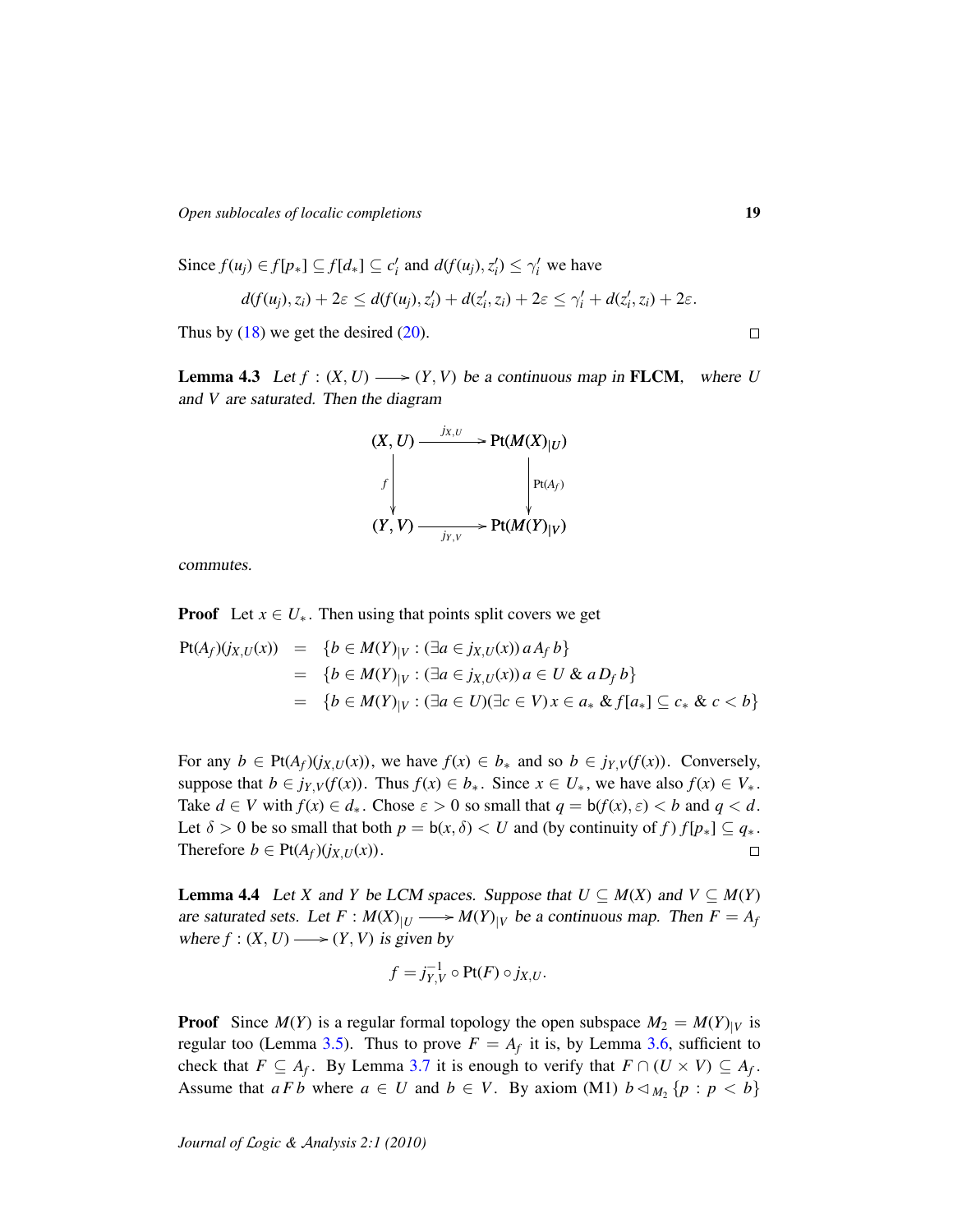Since $f(u_j) \in f[p_*] \subseteq f[d_*] \subseteq c'_i$ and $d(f(u_j), z'_i) \leq \gamma'_i$ we have

$$d(f(u_j), z_i) + 2\varepsilon \leq d(f(u_j), z'_i) + d(z'_i, z_i) + 2\varepsilon \leq \gamma'_i + d(z'_i, z_i) + 2\varepsilon.$$

Thus by (18) we get the desired (20). $\square$

**Lemma 4.3** *Let $f : (X, U) \longrightarrow (Y, V)$ be a continuous map in* **FLCM**, *where $U$ and $V$ are saturated. Then the diagram*

$$\begin{array}{ccc}
(X, U) & \xrightarrow{\;j_{X,U}\;} & \mathrm{Pt}(M(X)_{|U}) \\
\Big\downarrow f & & \Big\downarrow \mathrm{Pt}(A_f) \\
(Y, V) & \xrightarrow[\;j_{Y,V}\;]{} & \mathrm{Pt}(M(Y)_{|V})
\end{array}$$

*commutes.*

**Proof** Let $x \in U_*$. Then using that points split covers we get

$$\begin{aligned}
\mathrm{Pt}(A_f)(j_{X,U}(x)) &= \{b \in M(Y)_{|V} : (\exists a \in j_{X,U}(x))\, a\, A_f\, b\} \\
&= \{b \in M(Y)_{|V} : (\exists a \in j_{X,U}(x))\, a \in U \;\&\; a\, D_f\, b\} \\
&= \{b \in M(Y)_{|V} : (\exists a \in U)(\exists c \in V)\, x \in a_* \;\&\; f[a_*] \subseteq c_* \;\&\; c < b\}
\end{aligned}$$

For any $b \in \mathrm{Pt}(A_f)(j_{X,U}(x))$, we have $f(x) \in b_*$ and so $b \in j_{Y,V}(f(x))$. Conversely, suppose that $b \in j_{Y,V}(f(x))$. Thus $f(x) \in b_*$. Since $x \in U_*$, we have also $f(x) \in V_*$. Take $d \in V$ with $f(x) \in d_*$. Chose $\varepsilon > 0$ so small that $q = \mathsf{b}(f(x), \varepsilon) < b$ and $q < d$. Let $\delta > 0$ be so small that both $p = \mathsf{b}(x, \delta) < U$ and (by continuity of $f$) $f[p_*] \subseteq q_*$. Therefore $b \in \mathrm{Pt}(A_f)(j_{X,U}(x))$. $\square$

**Lemma 4.4** *Let $X$ and $Y$ be LCM spaces. Suppose that $U \subseteq M(X)$ and $V \subseteq M(Y)$ are saturated sets. Let $F : M(X)_{|U} \longrightarrow M(Y)_{|V}$ be a continuous map. Then $F = A_f$ where $f : (X, U) \longrightarrow (Y, V)$ is given by*

$$f = j_{Y,V}^{-1} \circ \mathrm{Pt}(F) \circ j_{X,U}.$$

**Proof** Since $M(Y)$ is a regular formal topology the open subspace $M_2 = M(Y)_{|V}$ is regular too (Lemma 3.5). Thus to prove $F = A_f$ it is, by Lemma 3.6, sufficient to check that $F \subseteq A_f$. By Lemma 3.7 it is enough to verify that $F \cap (U \times V) \subseteq A_f$. Assume that $a\, F\, b$ where $a \in U$ and $b \in V$. By axiom (M1) $b \lhd_{M_2} \{p : p < b\}$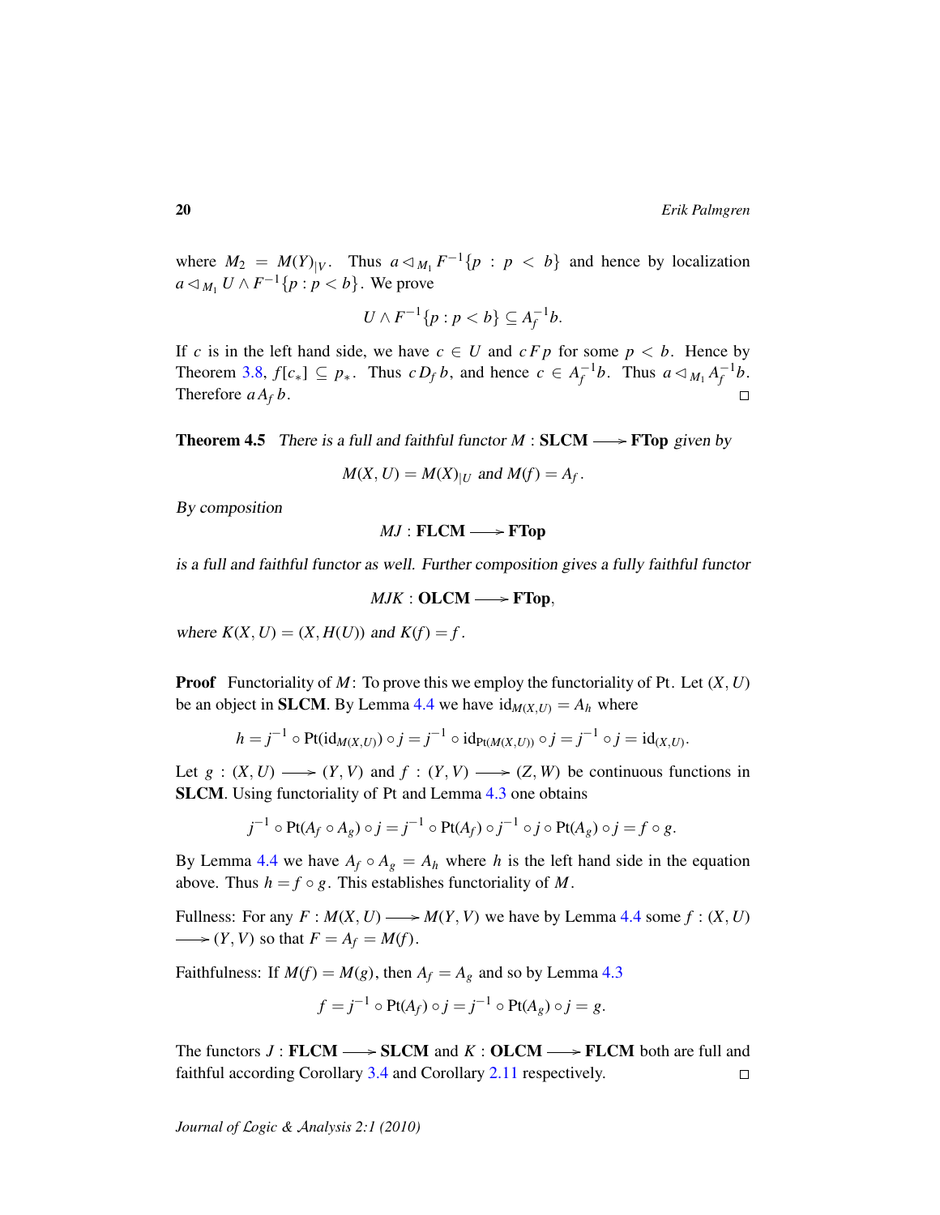where $M_2 = M(Y)_{|V}$. Thus $a \lhd_{M_1} F^{-1}\{p : p < b\}$ and hence by localization $a \lhd_{M_1} U \wedge F^{-1}\{p : p < b\}$. We prove

$$U \wedge F^{-1}\{p : p < b\} \subseteq A_f^{-1} b.$$

If $c$ is in the left hand side, we have $c \in U$ and $c\, F\, p$ for some $p < b$. Hence by Theorem 3.8, $f[c_*] \subseteq p_*$. Thus $c\, D_f\, b$, and hence $c \in A_f^{-1} b$. Thus $a \lhd_{M_1} A_f^{-1} b$. Therefore $a\, A_f\, b$. □

**Theorem 4.5** *There is a full and faithful functor $M : \mathbf{SLCM} \longrightarrow \mathbf{FTop}$ given by*

$$M(X, U) = M(X)_{|U} \text{ and } M(f) = A_f.$$

*By composition*

$$MJ : \mathbf{FLCM} \longrightarrow \mathbf{FTop}$$

*is a full and faithful functor as well. Further composition gives a fully faithful functor*

$$MJK : \mathbf{OLCM} \longrightarrow \mathbf{FTop},$$

*where $K(X, U) = (X, H(U))$ and $K(f) = f$.*

**Proof** Functoriality of $M$: To prove this we employ the functoriality of Pt. Let $(X, U)$ be an object in **SLCM**. By Lemma 4.4 we have $\mathrm{id}_{M(X,U)} = A_h$ where

$$h = j^{-1} \circ \mathrm{Pt}(\mathrm{id}_{M(X,U)}) \circ j = j^{-1} \circ \mathrm{id}_{\mathrm{Pt}(M(X,U))} \circ j = j^{-1} \circ j = \mathrm{id}_{(X,U)}.$$

Let $g : (X, U) \longrightarrow (Y, V)$ and $f : (Y, V) \longrightarrow (Z, W)$ be continuous functions in **SLCM**. Using functoriality of Pt and Lemma 4.3 one obtains

$$j^{-1} \circ \mathrm{Pt}(A_f \circ A_g) \circ j = j^{-1} \circ \mathrm{Pt}(A_f) \circ j^{-1} \circ j \circ \mathrm{Pt}(A_g) \circ j = f \circ g.$$

By Lemma 4.4 we have $A_f \circ A_g = A_h$ where $h$ is the left hand side in the equation above. Thus $h = f \circ g$. This establishes functoriality of $M$.

Fullness: For any $F : M(X, U) \longrightarrow M(Y, V)$ we have by Lemma 4.4 some $f : (X, U) \longrightarrow (Y, V)$ so that $F = A_f = M(f)$.

Faithfulness: If $M(f) = M(g)$, then $A_f = A_g$ and so by Lemma 4.3

$$f = j^{-1} \circ \mathrm{Pt}(A_f) \circ j = j^{-1} \circ \mathrm{Pt}(A_g) \circ j = g.$$

The functors $J : \mathbf{FLCM} \longrightarrow \mathbf{SLCM}$ and $K : \mathbf{OLCM} \longrightarrow \mathbf{FLCM}$ both are full and faithful according Corollary 3.4 and Corollary 2.11 respectively. □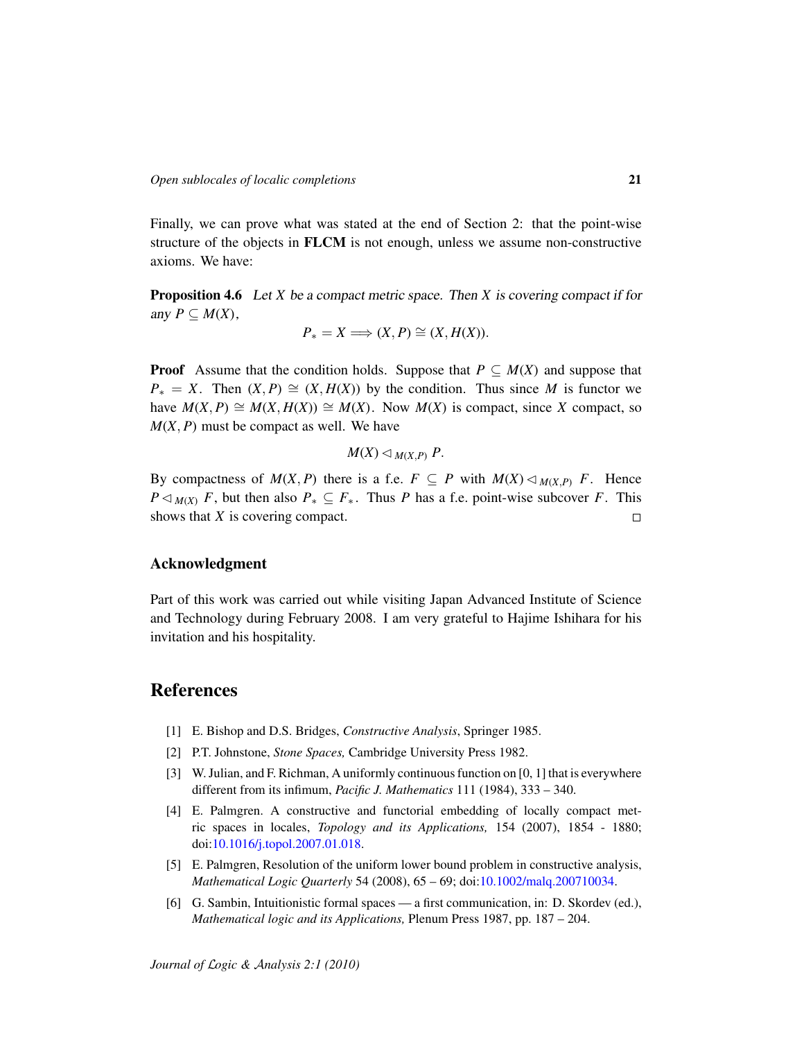Finally, we can prove what was stated at the end of Section 2: that the point-wise structure of the objects in **FLCM** is not enough, unless we assume non-constructive axioms. We have:

**Proposition 4.6** *Let $X$ be a compact metric space. Then $X$ is covering compact if for any $P \subseteq M(X)$,*

$$P_* = X \Longrightarrow (X, P) \cong (X, H(X)).$$

**Proof** Assume that the condition holds. Suppose that $P \subseteq M(X)$ and suppose that $P_* = X$. Then $(X, P) \cong (X, H(X))$ by the condition. Thus since $M$ is functor we have $M(X, P) \cong M(X, H(X)) \cong M(X)$. Now $M(X)$ is compact, since $X$ compact, so $M(X, P)$ must be compact as well. We have

$$M(X) \lhd_{M(X,P)} P.$$

By compactness of $M(X, P)$ there is a f.e. $F \subseteq P$ with $M(X) \lhd_{M(X,P)} F$. Hence $P \lhd_{M(X)} F$, but then also $P_* \subseteq F_*$. Thus $P$ has a f.e. point-wise subcover $F$. This shows that $X$ is covering compact. □

## Acknowledgment

Part of this work was carried out while visiting Japan Advanced Institute of Science and Technology during February 2008. I am very grateful to Hajime Ishihara for his invitation and his hospitality.

# References

[1] E. Bishop and D.S. Bridges, *Constructive Analysis*, Springer 1985.

[2] P.T. Johnstone, *Stone Spaces,* Cambridge University Press 1982.

[3] W. Julian, and F. Richman, A uniformly continuous function on [0, 1] that is everywhere different from its infimum, *Pacific J. Mathematics* 111 (1984), 333 – 340.

[4] E. Palmgren. A constructive and functorial embedding of locally compact metric spaces in locales, *Topology and its Applications,* 154 (2007), 1854 - 1880; doi:10.1016/j.topol.2007.01.018.

[5] E. Palmgren, Resolution of the uniform lower bound problem in constructive analysis, *Mathematical Logic Quarterly* 54 (2008), 65 – 69; doi:10.1002/malq.200710034.

[6] G. Sambin, Intuitionistic formal spaces — a first communication, in: D. Skordev (ed.), *Mathematical logic and its Applications,* Plenum Press 1987, pp. 187 – 204.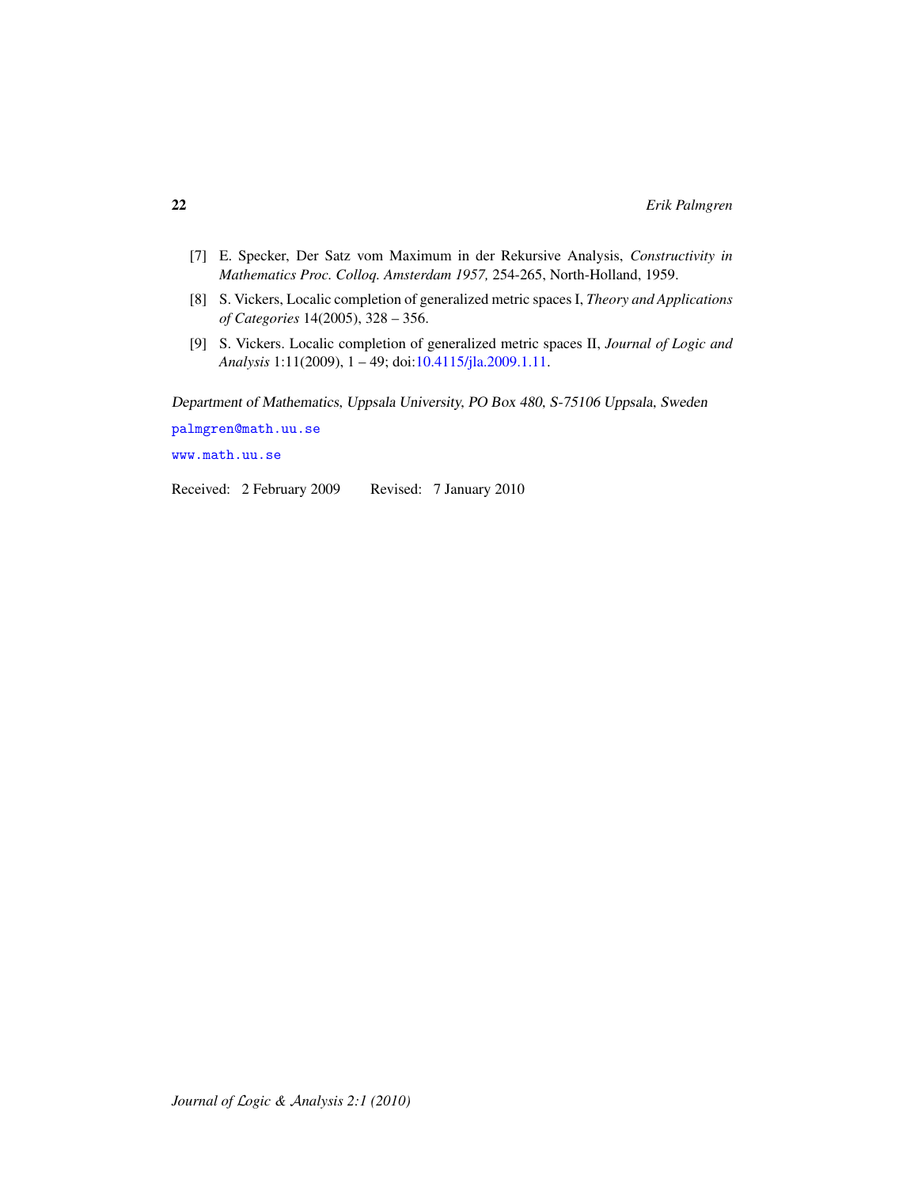[7] E. Specker, Der Satz vom Maximum in der Rekursive Analysis, *Constructivity in Mathematics Proc. Colloq. Amsterdam 1957,* 254-265, North-Holland, 1959.

[8] S. Vickers, Localic completion of generalized metric spaces I, *Theory and Applications of Categories* 14(2005), 328 – 356.

[9] S. Vickers. Localic completion of generalized metric spaces II, *Journal of Logic and Analysis* 1:11(2009), 1 – 49; doi:10.4115/jla.2009.1.11.

*Department of Mathematics, Uppsala University, PO Box 480, S-75106 Uppsala, Sweden*

palmgren@math.uu.se

www.math.uu.se

Received: 2 February 2009 Revised: 7 January 2010